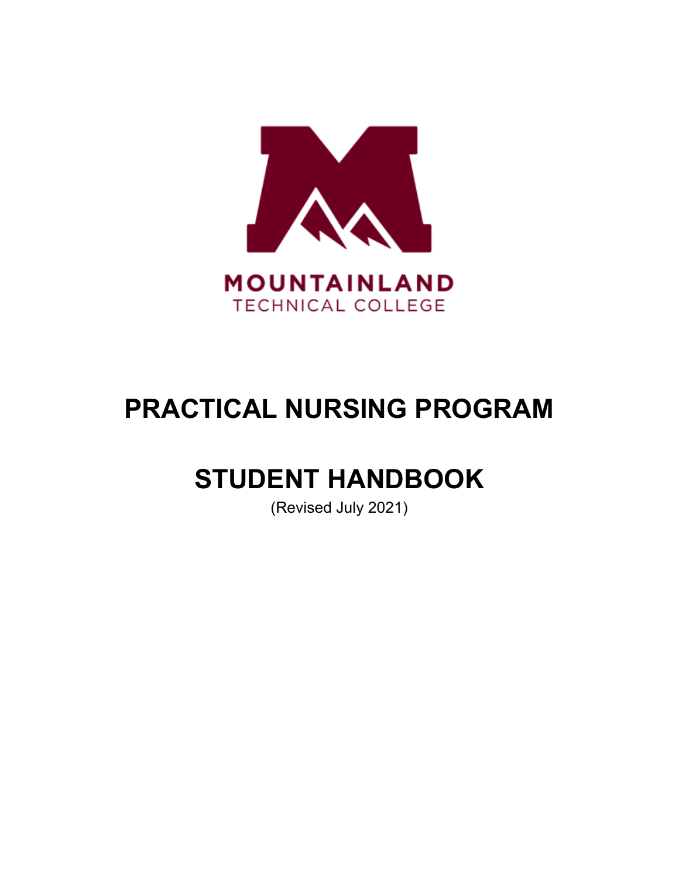MOUNTAINLAND

TECHNICAL COLLEGE

# PRACTICAL NURSING PROGRAM

# STUDENT HANDBOOK

(Revised July 2021)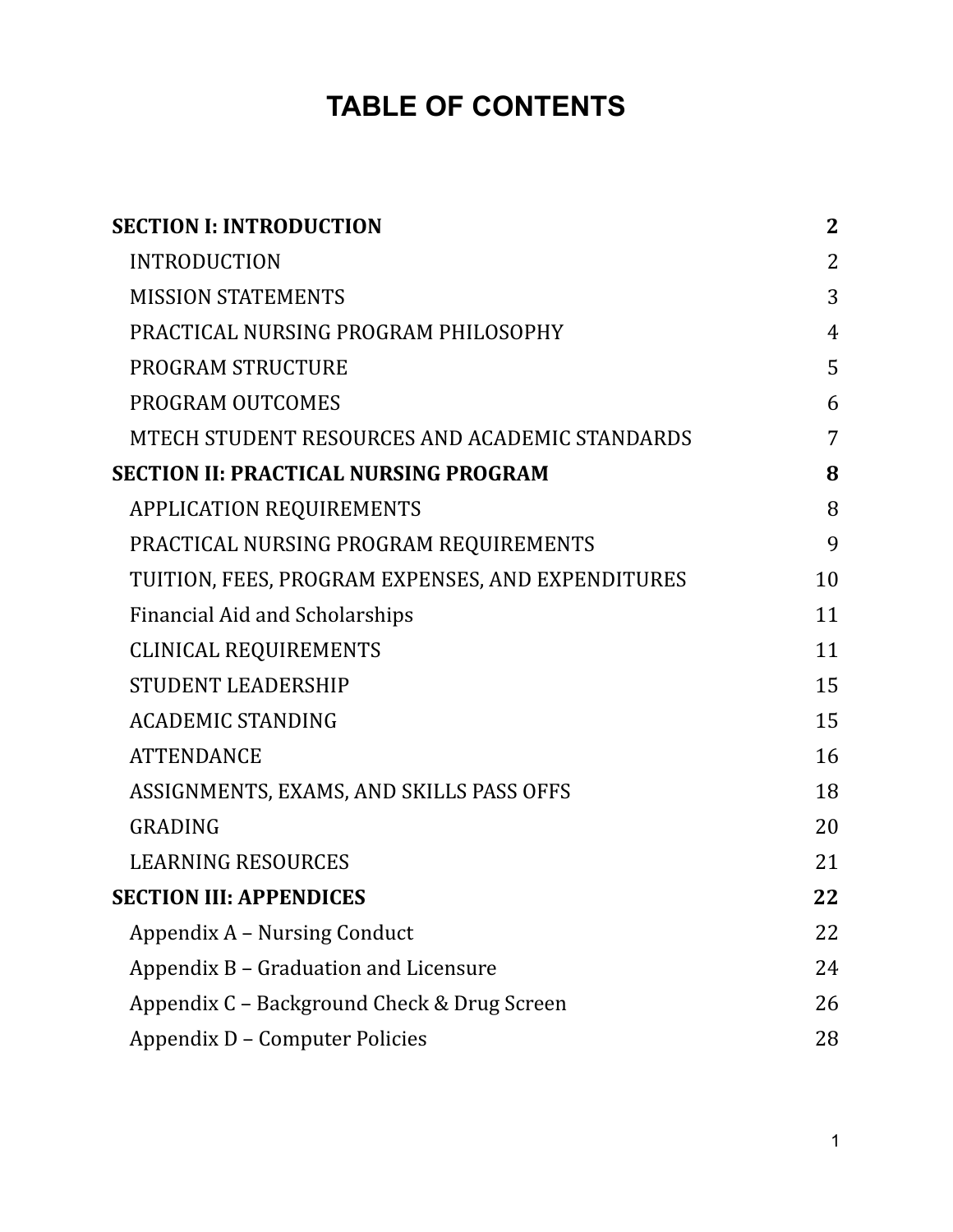# TABLE OF CONTENTS

| | |
|---|---|
| **SECTION I: INTRODUCTION** | **2** |
| INTRODUCTION | 2 |
| MISSION STATEMENTS | 3 |
| PRACTICAL NURSING PROGRAM PHILOSOPHY | 4 |
| PROGRAM STRUCTURE | 5 |
| PROGRAM OUTCOMES | 6 |
| MTECH STUDENT RESOURCES AND ACADEMIC STANDARDS | 7 |
| **SECTION II: PRACTICAL NURSING PROGRAM** | **8** |
| APPLICATION REQUIREMENTS | 8 |
| PRACTICAL NURSING PROGRAM REQUIREMENTS | 9 |
| TUITION, FEES, PROGRAM EXPENSES, AND EXPENDITURES | 10 |
| Financial Aid and Scholarships | 11 |
| CLINICAL REQUIREMENTS | 11 |
| STUDENT LEADERSHIP | 15 |
| ACADEMIC STANDING | 15 |
| ATTENDANCE | 16 |
| ASSIGNMENTS, EXAMS, AND SKILLS PASS OFFS | 18 |
| GRADING | 20 |
| LEARNING RESOURCES | 21 |
| **SECTION III: APPENDICES** | **22** |
| Appendix A – Nursing Conduct | 22 |
| Appendix B – Graduation and Licensure | 24 |
| Appendix C – Background Check & Drug Screen | 26 |
| Appendix D – Computer Policies | 28 |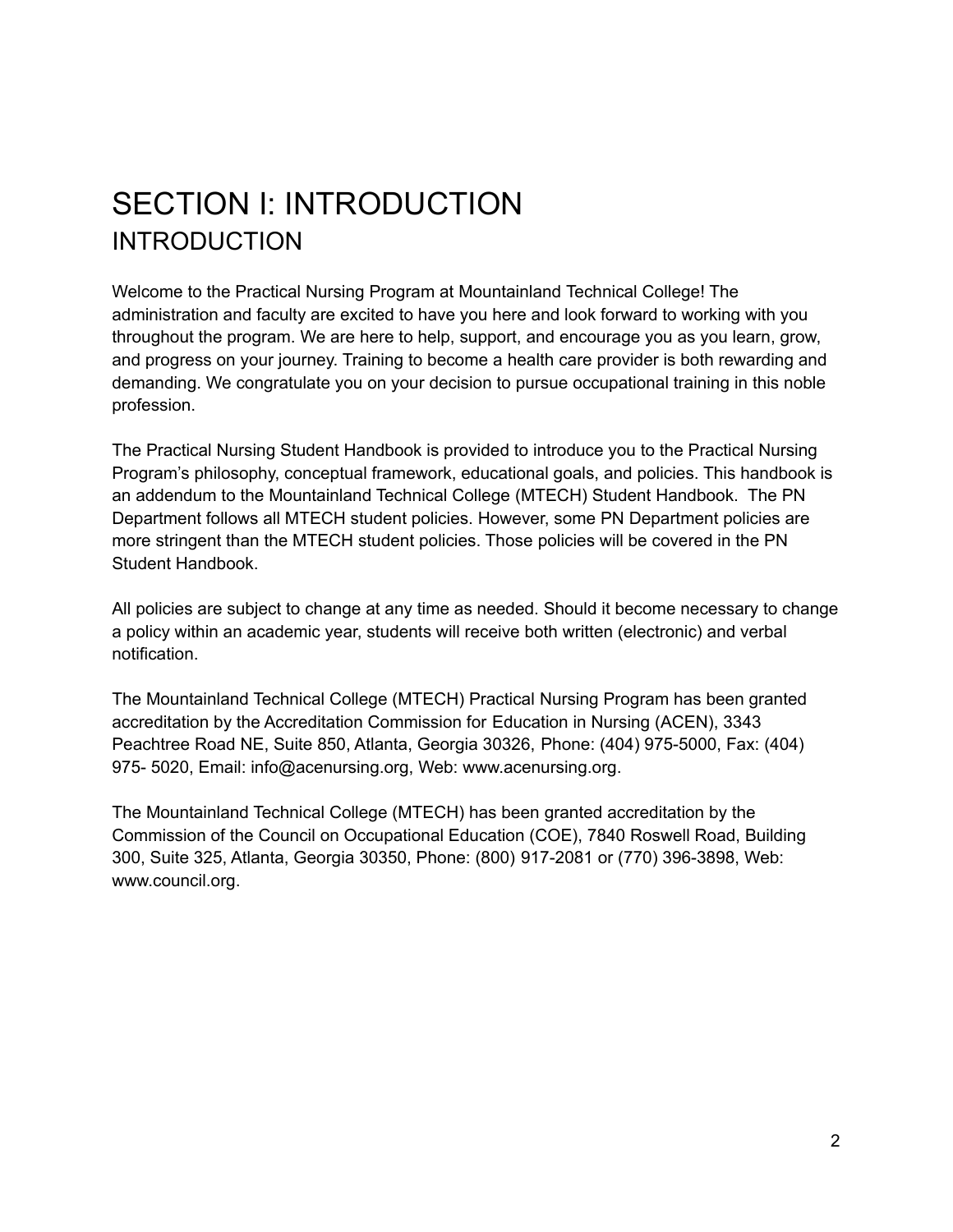# SECTION I: INTRODUCTION

## INTRODUCTION

Welcome to the Practical Nursing Program at Mountainland Technical College! The administration and faculty are excited to have you here and look forward to working with you throughout the program. We are here to help, support, and encourage you as you learn, grow, and progress on your journey. Training to become a health care provider is both rewarding and demanding. We congratulate you on your decision to pursue occupational training in this noble profession.

The Practical Nursing Student Handbook is provided to introduce you to the Practical Nursing Program's philosophy, conceptual framework, educational goals, and policies. This handbook is an addendum to the Mountainland Technical College (MTECH) Student Handbook. The PN Department follows all MTECH student policies. However, some PN Department policies are more stringent than the MTECH student policies. Those policies will be covered in the PN Student Handbook.

All policies are subject to change at any time as needed. Should it become necessary to change a policy within an academic year, students will receive both written (electronic) and verbal notification.

The Mountainland Technical College (MTECH) Practical Nursing Program has been granted accreditation by the Accreditation Commission for Education in Nursing (ACEN), 3343 Peachtree Road NE, Suite 850, Atlanta, Georgia 30326, Phone: (404) 975-5000, Fax: (404) 975- 5020, Email: info@acenursing.org, Web: www.acenursing.org.

The Mountainland Technical College (MTECH) has been granted accreditation by the Commission of the Council on Occupational Education (COE), 7840 Roswell Road, Building 300, Suite 325, Atlanta, Georgia 30350, Phone: (800) 917-2081 or (770) 396-3898, Web: www.council.org.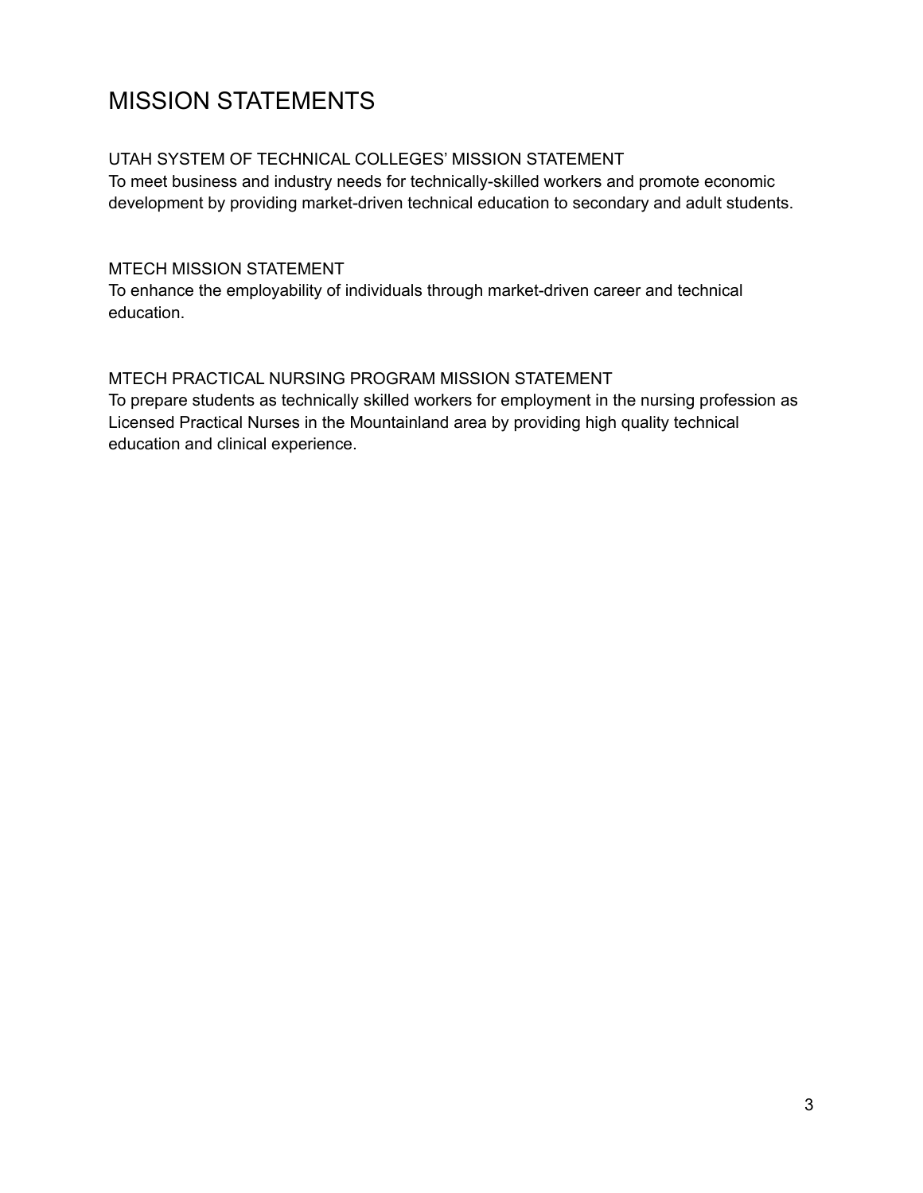# MISSION STATEMENTS

## UTAH SYSTEM OF TECHNICAL COLLEGES' MISSION STATEMENT

To meet business and industry needs for technically-skilled workers and promote economic development by providing market-driven technical education to secondary and adult students.

## MTECH MISSION STATEMENT

To enhance the employability of individuals through market-driven career and technical education.

## MTECH PRACTICAL NURSING PROGRAM MISSION STATEMENT

To prepare students as technically skilled workers for employment in the nursing profession as Licensed Practical Nurses in the Mountainland area by providing high quality technical education and clinical experience.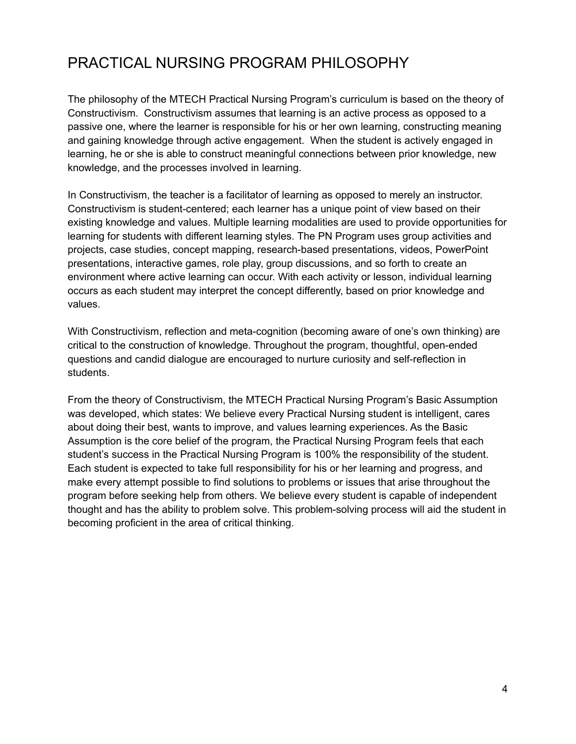# PRACTICAL NURSING PROGRAM PHILOSOPHY

The philosophy of the MTECH Practical Nursing Program's curriculum is based on the theory of Constructivism. Constructivism assumes that learning is an active process as opposed to a passive one, where the learner is responsible for his or her own learning, constructing meaning and gaining knowledge through active engagement. When the student is actively engaged in learning, he or she is able to construct meaningful connections between prior knowledge, new knowledge, and the processes involved in learning.

In Constructivism, the teacher is a facilitator of learning as opposed to merely an instructor. Constructivism is student-centered; each learner has a unique point of view based on their existing knowledge and values. Multiple learning modalities are used to provide opportunities for learning for students with different learning styles. The PN Program uses group activities and projects, case studies, concept mapping, research-based presentations, videos, PowerPoint presentations, interactive games, role play, group discussions, and so forth to create an environment where active learning can occur. With each activity or lesson, individual learning occurs as each student may interpret the concept differently, based on prior knowledge and values.

With Constructivism, reflection and meta-cognition (becoming aware of one's own thinking) are critical to the construction of knowledge. Throughout the program, thoughtful, open-ended questions and candid dialogue are encouraged to nurture curiosity and self-reflection in students.

From the theory of Constructivism, the MTECH Practical Nursing Program's Basic Assumption was developed, which states: We believe every Practical Nursing student is intelligent, cares about doing their best, wants to improve, and values learning experiences. As the Basic Assumption is the core belief of the program, the Practical Nursing Program feels that each student's success in the Practical Nursing Program is 100% the responsibility of the student. Each student is expected to take full responsibility for his or her learning and progress, and make every attempt possible to find solutions to problems or issues that arise throughout the program before seeking help from others. We believe every student is capable of independent thought and has the ability to problem solve. This problem-solving process will aid the student in becoming proficient in the area of critical thinking.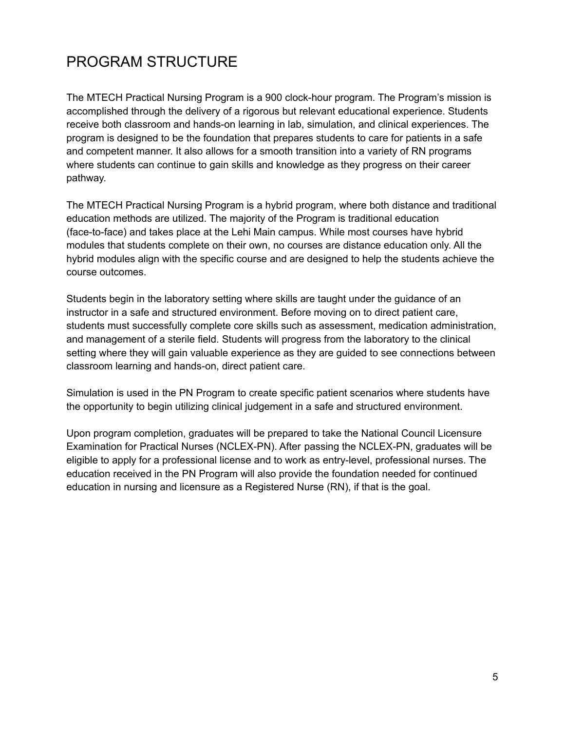# PROGRAM STRUCTURE

The MTECH Practical Nursing Program is a 900 clock-hour program. The Program's mission is accomplished through the delivery of a rigorous but relevant educational experience. Students receive both classroom and hands-on learning in lab, simulation, and clinical experiences. The program is designed to be the foundation that prepares students to care for patients in a safe and competent manner. It also allows for a smooth transition into a variety of RN programs where students can continue to gain skills and knowledge as they progress on their career pathway.

The MTECH Practical Nursing Program is a hybrid program, where both distance and traditional education methods are utilized. The majority of the Program is traditional education (face-to-face) and takes place at the Lehi Main campus. While most courses have hybrid modules that students complete on their own, no courses are distance education only. All the hybrid modules align with the specific course and are designed to help the students achieve the course outcomes.

Students begin in the laboratory setting where skills are taught under the guidance of an instructor in a safe and structured environment. Before moving on to direct patient care, students must successfully complete core skills such as assessment, medication administration, and management of a sterile field. Students will progress from the laboratory to the clinical setting where they will gain valuable experience as they are guided to see connections between classroom learning and hands-on, direct patient care.

Simulation is used in the PN Program to create specific patient scenarios where students have the opportunity to begin utilizing clinical judgement in a safe and structured environment.

Upon program completion, graduates will be prepared to take the National Council Licensure Examination for Practical Nurses (NCLEX-PN). After passing the NCLEX-PN, graduates will be eligible to apply for a professional license and to work as entry-level, professional nurses. The education received in the PN Program will also provide the foundation needed for continued education in nursing and licensure as a Registered Nurse (RN), if that is the goal.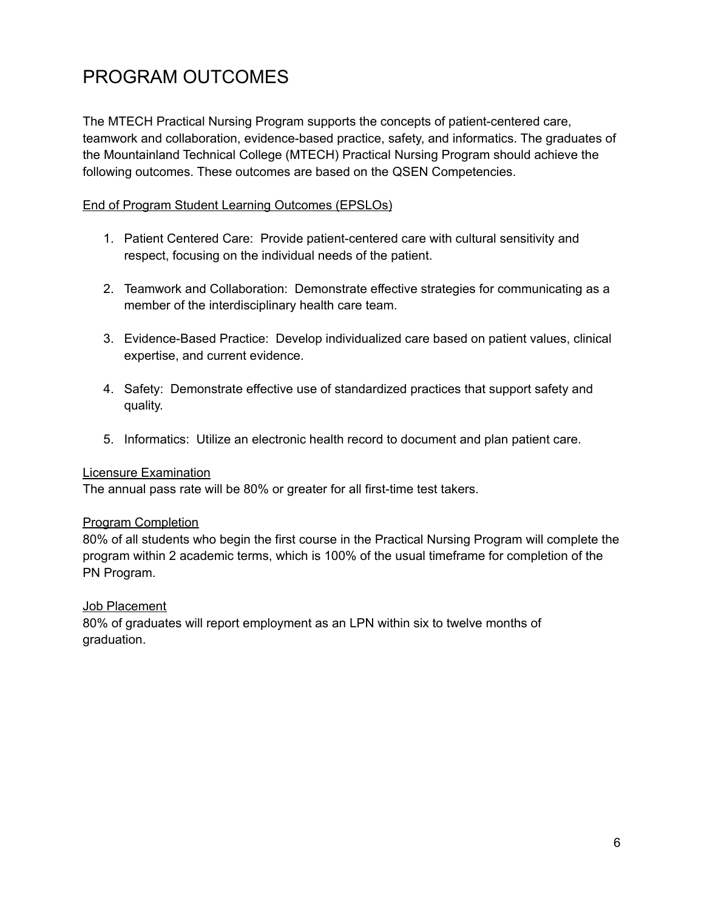# PROGRAM OUTCOMES

The MTECH Practical Nursing Program supports the concepts of patient-centered care, teamwork and collaboration, evidence-based practice, safety, and informatics. The graduates of the Mountainland Technical College (MTECH) Practical Nursing Program should achieve the following outcomes. These outcomes are based on the QSEN Competencies.

<u>End of Program Student Learning Outcomes (EPSLOs)</u>

1. Patient Centered Care: Provide patient-centered care with cultural sensitivity and respect, focusing on the individual needs of the patient.

2. Teamwork and Collaboration: Demonstrate effective strategies for communicating as a member of the interdisciplinary health care team.

3. Evidence-Based Practice: Develop individualized care based on patient values, clinical expertise, and current evidence.

4. Safety: Demonstrate effective use of standardized practices that support safety and quality.

5. Informatics: Utilize an electronic health record to document and plan patient care.

<u>Licensure Examination</u>
The annual pass rate will be 80% or greater for all first-time test takers.

<u>Program Completion</u>
80% of all students who begin the first course in the Practical Nursing Program will complete the program within 2 academic terms, which is 100% of the usual timeframe for completion of the PN Program.

<u>Job Placement</u>
80% of graduates will report employment as an LPN within six to twelve months of graduation.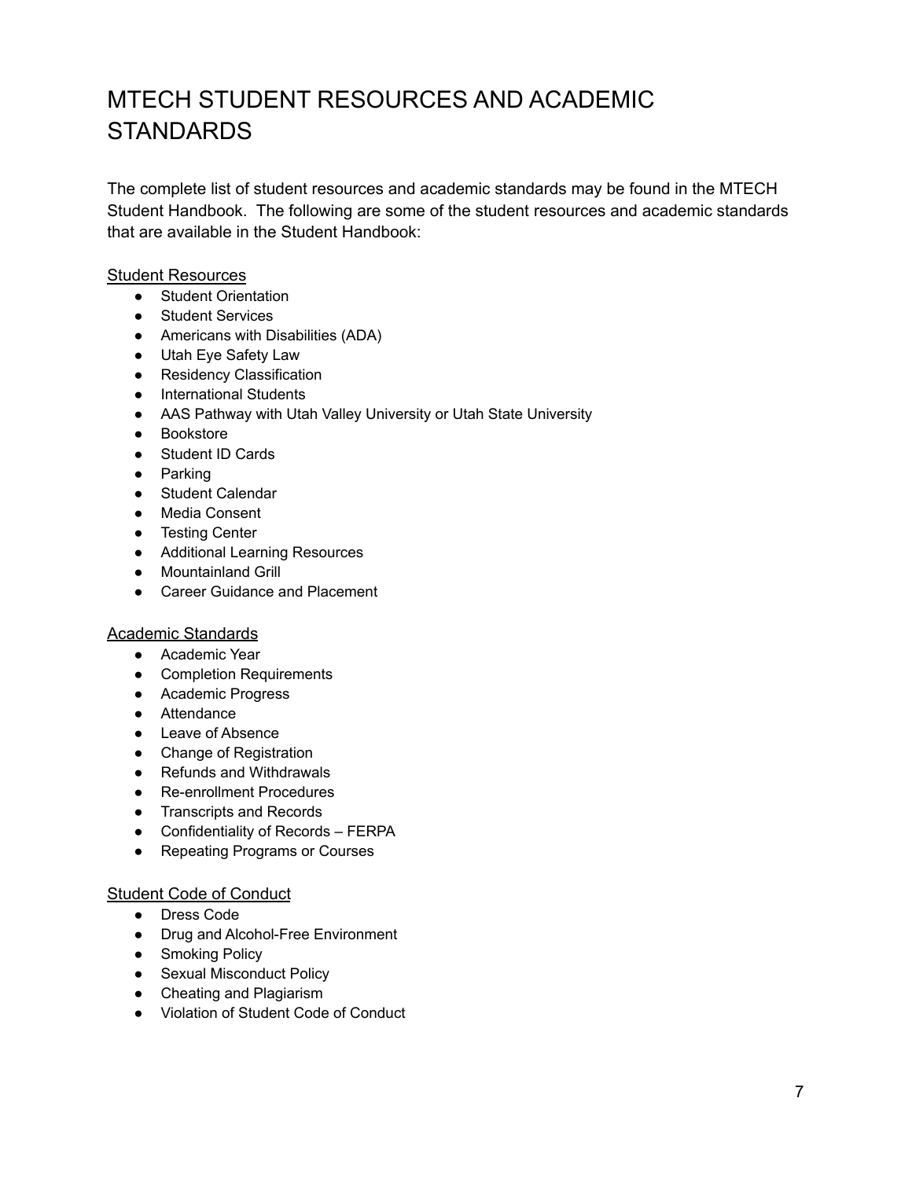# MTECH STUDENT RESOURCES AND ACADEMIC STANDARDS

The complete list of student resources and academic standards may be found in the MTECH Student Handbook. The following are some of the student resources and academic standards that are available in the Student Handbook:

<u>Student Resources</u>

- Student Orientation
- Student Services
- Americans with Disabilities (ADA)
- Utah Eye Safety Law
- Residency Classification
- International Students
- AAS Pathway with Utah Valley University or Utah State University
- Bookstore
- Student ID Cards
- Parking
- Student Calendar
- Media Consent
- Testing Center
- Additional Learning Resources
- Mountainland Grill
- Career Guidance and Placement

<u>Academic Standards</u>

- Academic Year
- Completion Requirements
- Academic Progress
- Attendance
- Leave of Absence
- Change of Registration
- Refunds and Withdrawals
- Re-enrollment Procedures
- Transcripts and Records
- Confidentiality of Records – FERPA
- Repeating Programs or Courses

<u>Student Code of Conduct</u>

- Dress Code
- Drug and Alcohol-Free Environment
- Smoking Policy
- Sexual Misconduct Policy
- Cheating and Plagiarism
- Violation of Student Code of Conduct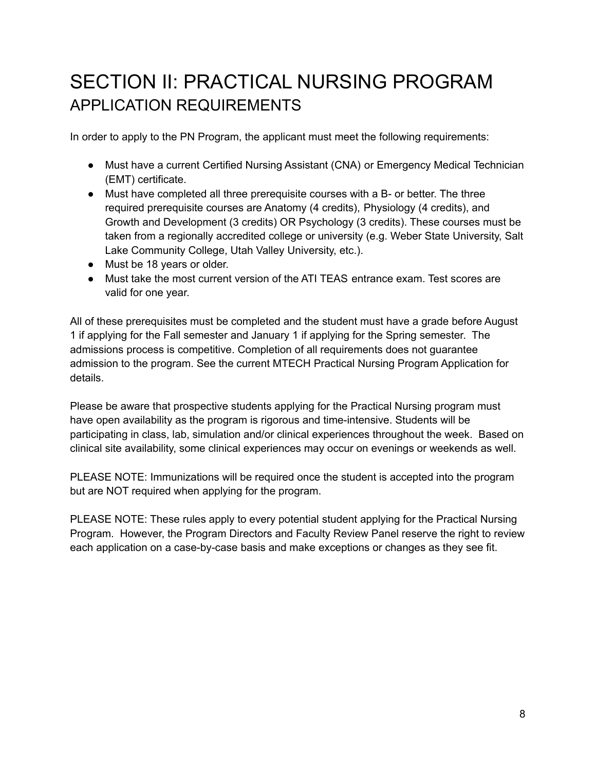# SECTION II: PRACTICAL NURSING PROGRAM

## APPLICATION REQUIREMENTS

In order to apply to the PN Program, the applicant must meet the following requirements:

- Must have a current Certified Nursing Assistant (CNA) or Emergency Medical Technician (EMT) certificate.
- Must have completed all three prerequisite courses with a B- or better. The three required prerequisite courses are Anatomy (4 credits), Physiology (4 credits), and Growth and Development (3 credits) OR Psychology (3 credits). These courses must be taken from a regionally accredited college or university (e.g. Weber State University, Salt Lake Community College, Utah Valley University, etc.).
- Must be 18 years or older.
- Must take the most current version of the ATI TEAS entrance exam. Test scores are valid for one year.

All of these prerequisites must be completed and the student must have a grade before August 1 if applying for the Fall semester and January 1 if applying for the Spring semester. The admissions process is competitive. Completion of all requirements does not guarantee admission to the program. See the current MTECH Practical Nursing Program Application for details.

Please be aware that prospective students applying for the Practical Nursing program must have open availability as the program is rigorous and time-intensive. Students will be participating in class, lab, simulation and/or clinical experiences throughout the week. Based on clinical site availability, some clinical experiences may occur on evenings or weekends as well.

PLEASE NOTE: Immunizations will be required once the student is accepted into the program but are NOT required when applying for the program.

PLEASE NOTE: These rules apply to every potential student applying for the Practical Nursing Program. However, the Program Directors and Faculty Review Panel reserve the right to review each application on a case-by-case basis and make exceptions or changes as they see fit.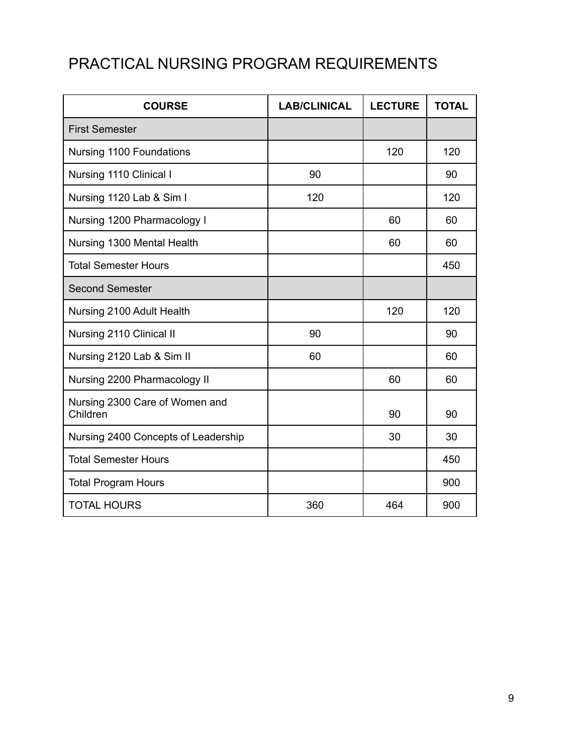# PRACTICAL NURSING PROGRAM REQUIREMENTS

| COURSE | LAB/CLINICAL | LECTURE | TOTAL |
|---|---|---|---|
| First Semester | | | |
| Nursing 1100 Foundations | | 120 | 120 |
| Nursing 1110 Clinical I | 90 | | 90 |
| Nursing 1120 Lab & Sim I | 120 | | 120 |
| Nursing 1200 Pharmacology I | | 60 | 60 |
| Nursing 1300 Mental Health | | 60 | 60 |
| Total Semester Hours | | | 450 |
| Second Semester | | | |
| Nursing 2100 Adult Health | | 120 | 120 |
| Nursing 2110 Clinical II | 90 | | 90 |
| Nursing 2120 Lab & Sim II | 60 | | 60 |
| Nursing 2200 Pharmacology II | | 60 | 60 |
| Nursing 2300 Care of Women and Children | | 90 | 90 |
| Nursing 2400 Concepts of Leadership | | 30 | 30 |
| Total Semester Hours | | | 450 |
| Total Program Hours | | | 900 |
| TOTAL HOURS | 360 | 464 | 900 |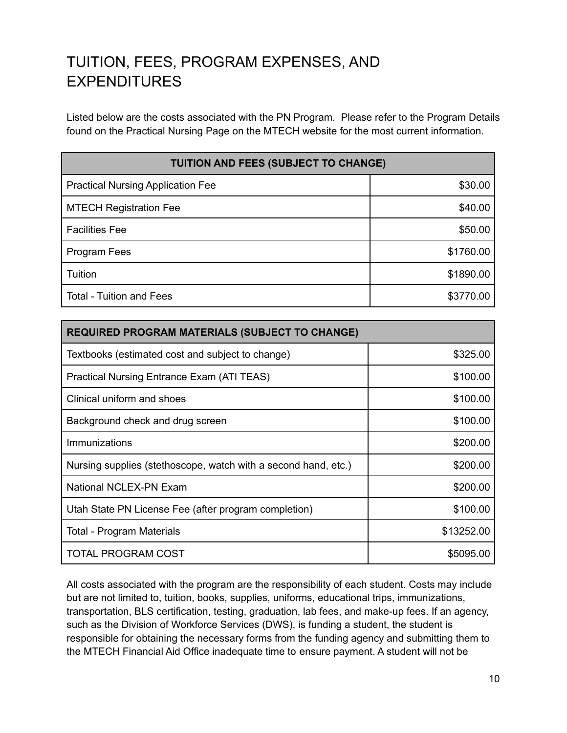# TUITION, FEES, PROGRAM EXPENSES, AND EXPENDITURES

Listed below are the costs associated with the PN Program. Please refer to the Program Details found on the Practical Nursing Page on the MTECH website for the most current information.

| **TUITION AND FEES (SUBJECT TO CHANGE)** | |
|---|---|
| Practical Nursing Application Fee | $30.00 |
| MTECH Registration Fee | $40.00 |
| Facilities Fee | $50.00 |
| Program Fees | $1760.00 |
| Tuition | $1890.00 |
| Total - Tuition and Fees | $3770.00 |

| **REQUIRED PROGRAM MATERIALS (SUBJECT TO CHANGE)** | |
|---|---|
| Textbooks (estimated cost and subject to change) | $325.00 |
| Practical Nursing Entrance Exam (ATI TEAS) | $100.00 |
| Clinical uniform and shoes | $100.00 |
| Background check and drug screen | $100.00 |
| Immunizations | $200.00 |
| Nursing supplies (stethoscope, watch with a second hand, etc.) | $200.00 |
| National NCLEX-PN Exam | $200.00 |
| Utah State PN License Fee (after program completion) | $100.00 |
| Total - Program Materials | $13252.00 |
| TOTAL PROGRAM COST | $5095.00 |

All costs associated with the program are the responsibility of each student. Costs may include but are not limited to, tuition, books, supplies, uniforms, educational trips, immunizations, transportation, BLS certification, testing, graduation, lab fees, and make-up fees. If an agency, such as the Division of Workforce Services (DWS), is funding a student, the student is responsible for obtaining the necessary forms from the funding agency and submitting them to the MTECH Financial Aid Office inadequate time to ensure payment. A student will not be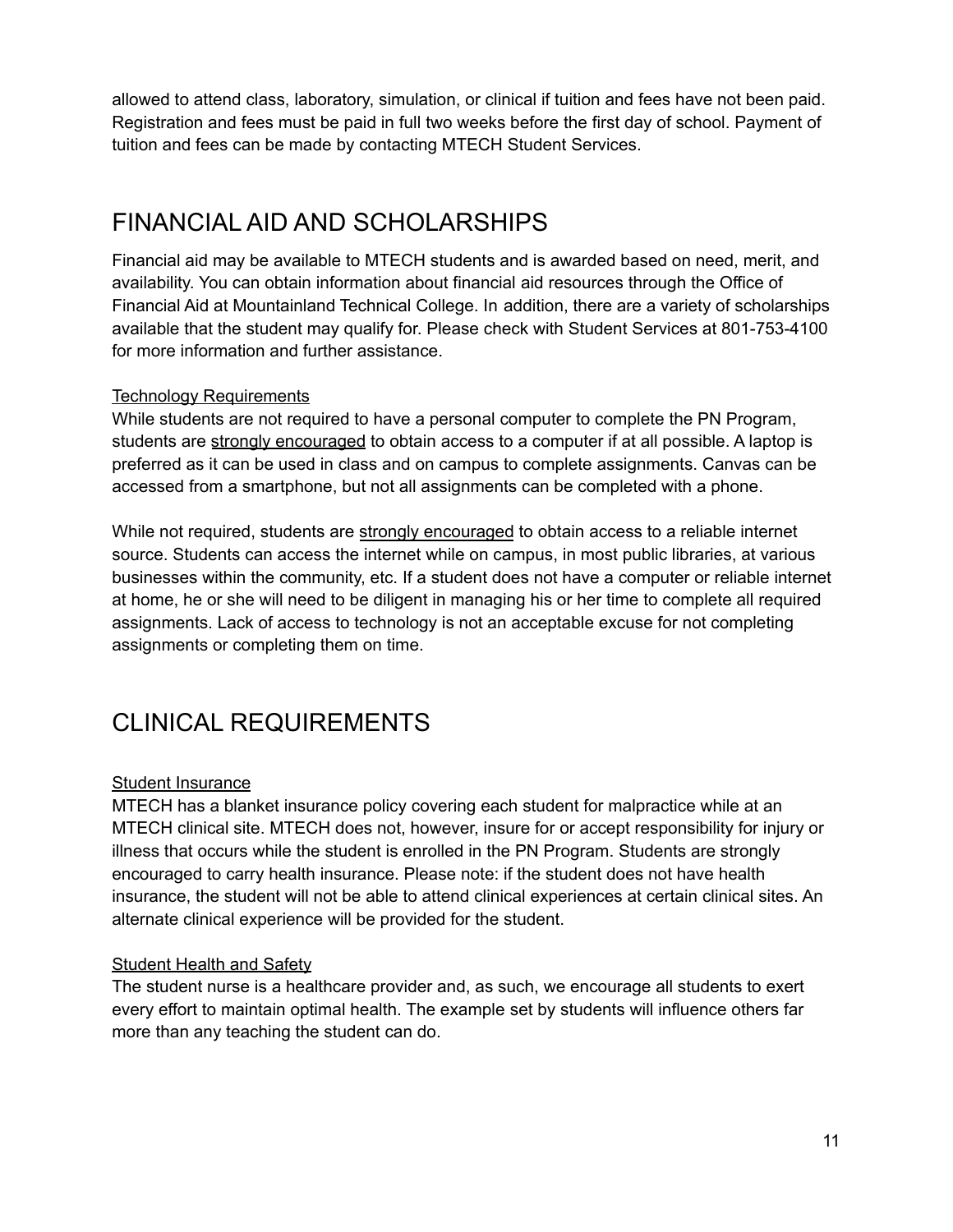allowed to attend class, laboratory, simulation, or clinical if tuition and fees have not been paid. Registration and fees must be paid in full two weeks before the first day of school. Payment of tuition and fees can be made by contacting MTECH Student Services.

# FINANCIAL AID AND SCHOLARSHIPS

Financial aid may be available to MTECH students and is awarded based on need, merit, and availability. You can obtain information about financial aid resources through the Office of Financial Aid at Mountainland Technical College. In addition, there are a variety of scholarships available that the student may qualify for. Please check with Student Services at 801-753-4100 for more information and further assistance.

<u>Technology Requirements</u>

While students are not required to have a personal computer to complete the PN Program, students are <u>strongly encouraged</u> to obtain access to a computer if at all possible. A laptop is preferred as it can be used in class and on campus to complete assignments. Canvas can be accessed from a smartphone, but not all assignments can be completed with a phone.

While not required, students are <u>strongly encouraged</u> to obtain access to a reliable internet source. Students can access the internet while on campus, in most public libraries, at various businesses within the community, etc. If a student does not have a computer or reliable internet at home, he or she will need to be diligent in managing his or her time to complete all required assignments. Lack of access to technology is not an acceptable excuse for not completing assignments or completing them on time.

# CLINICAL REQUIREMENTS

<u>Student Insurance</u>

MTECH has a blanket insurance policy covering each student for malpractice while at an MTECH clinical site. MTECH does not, however, insure for or accept responsibility for injury or illness that occurs while the student is enrolled in the PN Program. Students are strongly encouraged to carry health insurance. Please note: if the student does not have health insurance, the student will not be able to attend clinical experiences at certain clinical sites. An alternate clinical experience will be provided for the student.

<u>Student Health and Safety</u>

The student nurse is a healthcare provider and, as such, we encourage all students to exert every effort to maintain optimal health. The example set by students will influence others far more than any teaching the student can do.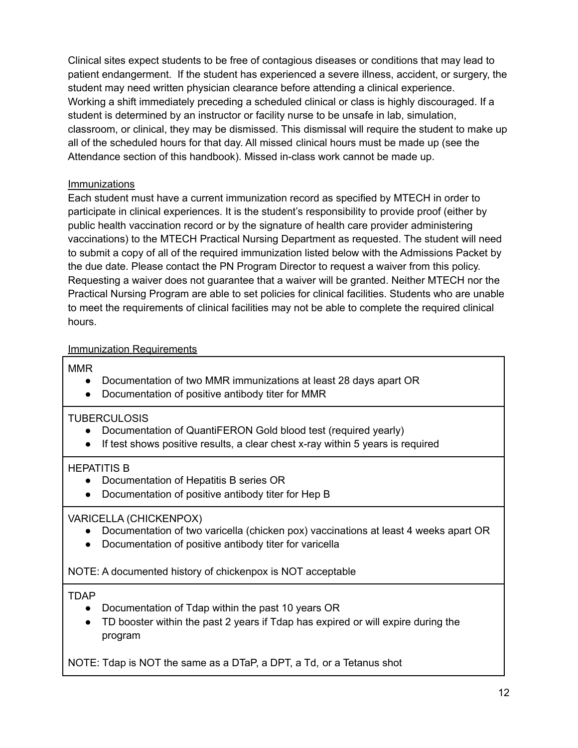Clinical sites expect students to be free of contagious diseases or conditions that may lead to patient endangerment. If the student has experienced a severe illness, accident, or surgery, the student may need written physician clearance before attending a clinical experience. Working a shift immediately preceding a scheduled clinical or class is highly discouraged. If a student is determined by an instructor or facility nurse to be unsafe in lab, simulation, classroom, or clinical, they may be dismissed. This dismissal will require the student to make up all of the scheduled hours for that day. All missed clinical hours must be made up (see the Attendance section of this handbook). Missed in-class work cannot be made up.

### Immunizations

Each student must have a current immunization record as specified by MTECH in order to participate in clinical experiences. It is the student's responsibility to provide proof (either by public health vaccination record or by the signature of health care provider administering vaccinations) to the MTECH Practical Nursing Department as requested. The student will need to submit a copy of all of the required immunization listed below with the Admissions Packet by the due date. Please contact the PN Program Director to request a waiver from this policy. Requesting a waiver does not guarantee that a waiver will be granted. Neither MTECH nor the Practical Nursing Program are able to set policies for clinical facilities. Students who are unable to meet the requirements of clinical facilities may not be able to complete the required clinical hours.

### Immunization Requirements

| Immunization Requirements |
|---|
| MMR<br>• Documentation of two MMR immunizations at least 28 days apart OR<br>• Documentation of positive antibody titer for MMR |
| TUBERCULOSIS<br>• Documentation of QuantiFERON Gold blood test (required yearly)<br>• If test shows positive results, a clear chest x-ray within 5 years is required |
| HEPATITIS B<br>• Documentation of Hepatitis B series OR<br>• Documentation of positive antibody titer for Hep B |
| VARICELLA (CHICKENPOX)<br>• Documentation of two varicella (chicken pox) vaccinations at least 4 weeks apart OR<br>• Documentation of positive antibody titer for varicella<br><br>NOTE: A documented history of chickenpox is NOT acceptable |
| TDAP<br>• Documentation of Tdap within the past 10 years OR<br>• TD booster within the past 2 years if Tdap has expired or will expire during the program<br><br>NOTE: Tdap is NOT the same as a DTaP, a DPT, a Td, or a Tetanus shot |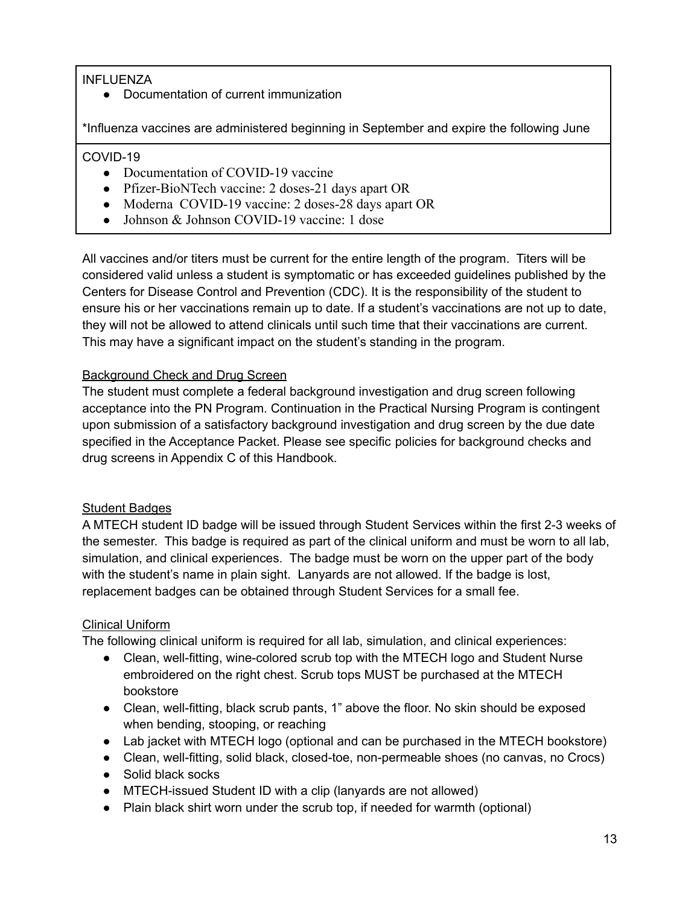| INFLUENZA<br>● Documentation of current immunization<br><br>*Influenza vaccines are administered beginning in September and expire the following June |
|---|
| COVID-19<br>● Documentation of COVID-19 vaccine<br>● Pfizer-BioNTech vaccine: 2 doses-21 days apart OR<br>● Moderna COVID-19 vaccine: 2 doses-28 days apart OR<br>● Johnson & Johnson COVID-19 vaccine: 1 dose |

All vaccines and/or titers must be current for the entire length of the program. Titers will be considered valid unless a student is symptomatic or has exceeded guidelines published by the Centers for Disease Control and Prevention (CDC). It is the responsibility of the student to ensure his or her vaccinations remain up to date. If a student's vaccinations are not up to date, they will not be allowed to attend clinicals until such time that their vaccinations are current. This may have a significant impact on the student's standing in the program.

### Background Check and Drug Screen

The student must complete a federal background investigation and drug screen following acceptance into the PN Program. Continuation in the Practical Nursing Program is contingent upon submission of a satisfactory background investigation and drug screen by the due date specified in the Acceptance Packet. Please see specific policies for background checks and drug screens in Appendix C of this Handbook.

### Student Badges

A MTECH student ID badge will be issued through Student Services within the first 2-3 weeks of the semester. This badge is required as part of the clinical uniform and must be worn to all lab, simulation, and clinical experiences. The badge must be worn on the upper part of the body with the student's name in plain sight. Lanyards are not allowed. If the badge is lost, replacement badges can be obtained through Student Services for a small fee.

### Clinical Uniform

The following clinical uniform is required for all lab, simulation, and clinical experiences:

- Clean, well-fitting, wine-colored scrub top with the MTECH logo and Student Nurse embroidered on the right chest. Scrub tops MUST be purchased at the MTECH bookstore
- Clean, well-fitting, black scrub pants, 1" above the floor. No skin should be exposed when bending, stooping, or reaching
- Lab jacket with MTECH logo (optional and can be purchased in the MTECH bookstore)
- Clean, well-fitting, solid black, closed-toe, non-permeable shoes (no canvas, no Crocs)
- Solid black socks
- MTECH-issued Student ID with a clip (lanyards are not allowed)
- Plain black shirt worn under the scrub top, if needed for warmth (optional)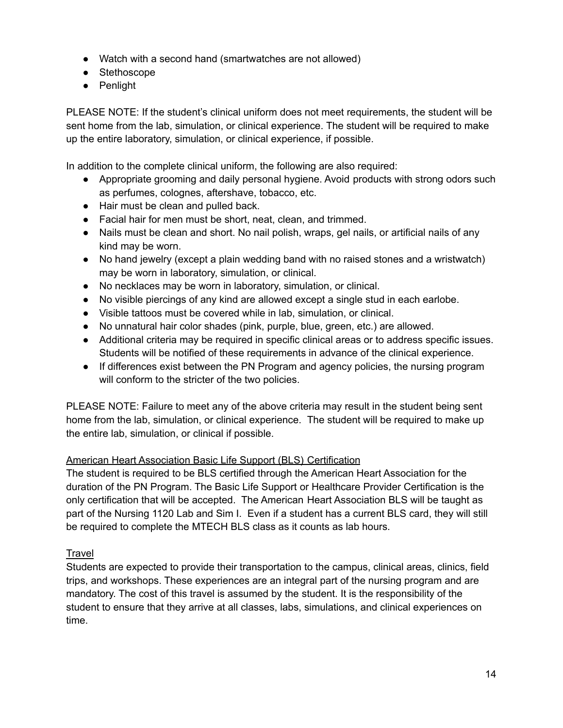- Watch with a second hand (smartwatches are not allowed)
- Stethoscope
- Penlight

PLEASE NOTE: If the student's clinical uniform does not meet requirements, the student will be sent home from the lab, simulation, or clinical experience. The student will be required to make up the entire laboratory, simulation, or clinical experience, if possible.

In addition to the complete clinical uniform, the following are also required:

- Appropriate grooming and daily personal hygiene. Avoid products with strong odors such as perfumes, colognes, aftershave, tobacco, etc.
- Hair must be clean and pulled back.
- Facial hair for men must be short, neat, clean, and trimmed.
- Nails must be clean and short. No nail polish, wraps, gel nails, or artificial nails of any kind may be worn.
- No hand jewelry (except a plain wedding band with no raised stones and a wristwatch) may be worn in laboratory, simulation, or clinical.
- No necklaces may be worn in laboratory, simulation, or clinical.
- No visible piercings of any kind are allowed except a single stud in each earlobe.
- Visible tattoos must be covered while in lab, simulation, or clinical.
- No unnatural hair color shades (pink, purple, blue, green, etc.) are allowed.
- Additional criteria may be required in specific clinical areas or to address specific issues. Students will be notified of these requirements in advance of the clinical experience.
- If differences exist between the PN Program and agency policies, the nursing program will conform to the stricter of the two policies.

PLEASE NOTE: Failure to meet any of the above criteria may result in the student being sent home from the lab, simulation, or clinical experience. The student will be required to make up the entire lab, simulation, or clinical if possible.

### American Heart Association Basic Life Support (BLS) Certification

The student is required to be BLS certified through the American Heart Association for the duration of the PN Program. The Basic Life Support or Healthcare Provider Certification is the only certification that will be accepted. The American Heart Association BLS will be taught as part of the Nursing 1120 Lab and Sim I. Even if a student has a current BLS card, they will still be required to complete the MTECH BLS class as it counts as lab hours.

### Travel

Students are expected to provide their transportation to the campus, clinical areas, clinics, field trips, and workshops. These experiences are an integral part of the nursing program and are mandatory. The cost of this travel is assumed by the student. It is the responsibility of the student to ensure that they arrive at all classes, labs, simulations, and clinical experiences on time.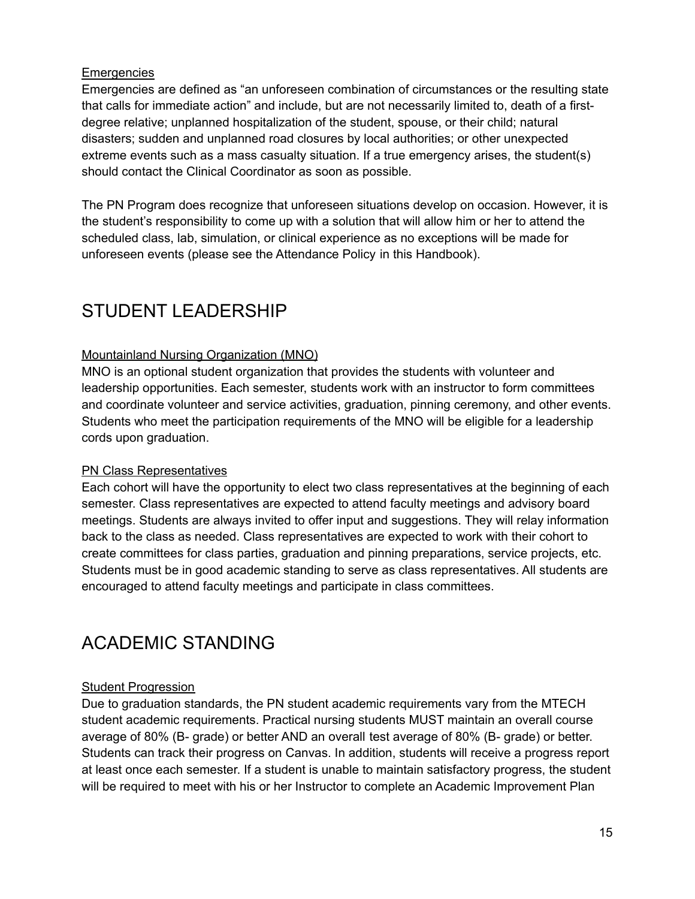### Emergencies

Emergencies are defined as "an unforeseen combination of circumstances or the resulting state that calls for immediate action" and include, but are not necessarily limited to, death of a first-degree relative; unplanned hospitalization of the student, spouse, or their child; natural disasters; sudden and unplanned road closures by local authorities; or other unexpected extreme events such as a mass casualty situation. If a true emergency arises, the student(s) should contact the Clinical Coordinator as soon as possible.

The PN Program does recognize that unforeseen situations develop on occasion. However, it is the student's responsibility to come up with a solution that will allow him or her to attend the scheduled class, lab, simulation, or clinical experience as no exceptions will be made for unforeseen events (please see the Attendance Policy in this Handbook).

## STUDENT LEADERSHIP

### Mountainland Nursing Organization (MNO)

MNO is an optional student organization that provides the students with volunteer and leadership opportunities. Each semester, students work with an instructor to form committees and coordinate volunteer and service activities, graduation, pinning ceremony, and other events. Students who meet the participation requirements of the MNO will be eligible for a leadership cords upon graduation.

### PN Class Representatives

Each cohort will have the opportunity to elect two class representatives at the beginning of each semester. Class representatives are expected to attend faculty meetings and advisory board meetings. Students are always invited to offer input and suggestions. They will relay information back to the class as needed. Class representatives are expected to work with their cohort to create committees for class parties, graduation and pinning preparations, service projects, etc. Students must be in good academic standing to serve as class representatives. All students are encouraged to attend faculty meetings and participate in class committees.

## ACADEMIC STANDING

### Student Progression

Due to graduation standards, the PN student academic requirements vary from the MTECH student academic requirements. Practical nursing students MUST maintain an overall course average of 80% (B- grade) or better AND an overall test average of 80% (B- grade) or better. Students can track their progress on Canvas. In addition, students will receive a progress report at least once each semester. If a student is unable to maintain satisfactory progress, the student will be required to meet with his or her Instructor to complete an Academic Improvement Plan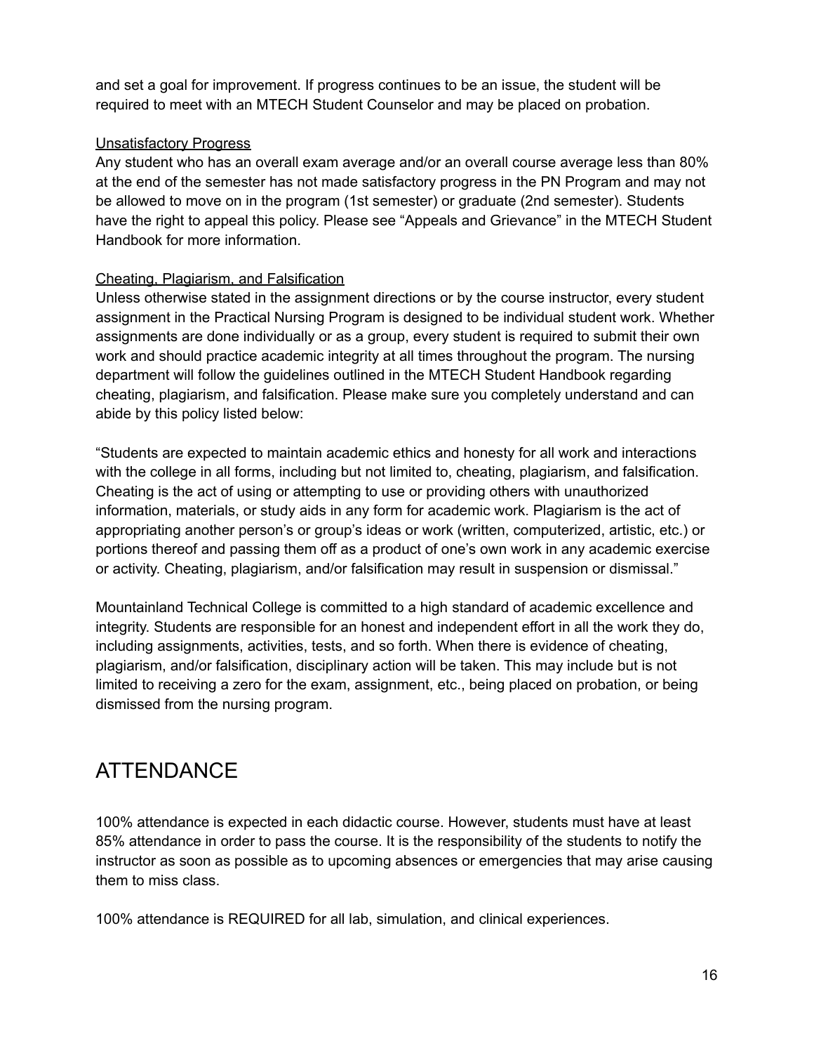and set a goal for improvement. If progress continues to be an issue, the student will be required to meet with an MTECH Student Counselor and may be placed on probation.

<u>Unsatisfactory Progress</u>

Any student who has an overall exam average and/or an overall course average less than 80% at the end of the semester has not made satisfactory progress in the PN Program and may not be allowed to move on in the program (1st semester) or graduate (2nd semester). Students have the right to appeal this policy. Please see "Appeals and Grievance" in the MTECH Student Handbook for more information.

<u>Cheating, Plagiarism, and Falsification</u>

Unless otherwise stated in the assignment directions or by the course instructor, every student assignment in the Practical Nursing Program is designed to be individual student work. Whether assignments are done individually or as a group, every student is required to submit their own work and should practice academic integrity at all times throughout the program. The nursing department will follow the guidelines outlined in the MTECH Student Handbook regarding cheating, plagiarism, and falsification. Please make sure you completely understand and can abide by this policy listed below:

"Students are expected to maintain academic ethics and honesty for all work and interactions with the college in all forms, including but not limited to, cheating, plagiarism, and falsification. Cheating is the act of using or attempting to use or providing others with unauthorized information, materials, or study aids in any form for academic work. Plagiarism is the act of appropriating another person's or group's ideas or work (written, computerized, artistic, etc.) or portions thereof and passing them off as a product of one's own work in any academic exercise or activity. Cheating, plagiarism, and/or falsification may result in suspension or dismissal."

Mountainland Technical College is committed to a high standard of academic excellence and integrity. Students are responsible for an honest and independent effort in all the work they do, including assignments, activities, tests, and so forth. When there is evidence of cheating, plagiarism, and/or falsification, disciplinary action will be taken. This may include but is not limited to receiving a zero for the exam, assignment, etc., being placed on probation, or being dismissed from the nursing program.

# ATTENDANCE

100% attendance is expected in each didactic course. However, students must have at least 85% attendance in order to pass the course. It is the responsibility of the students to notify the instructor as soon as possible as to upcoming absences or emergencies that may arise causing them to miss class.

100% attendance is REQUIRED for all lab, simulation, and clinical experiences.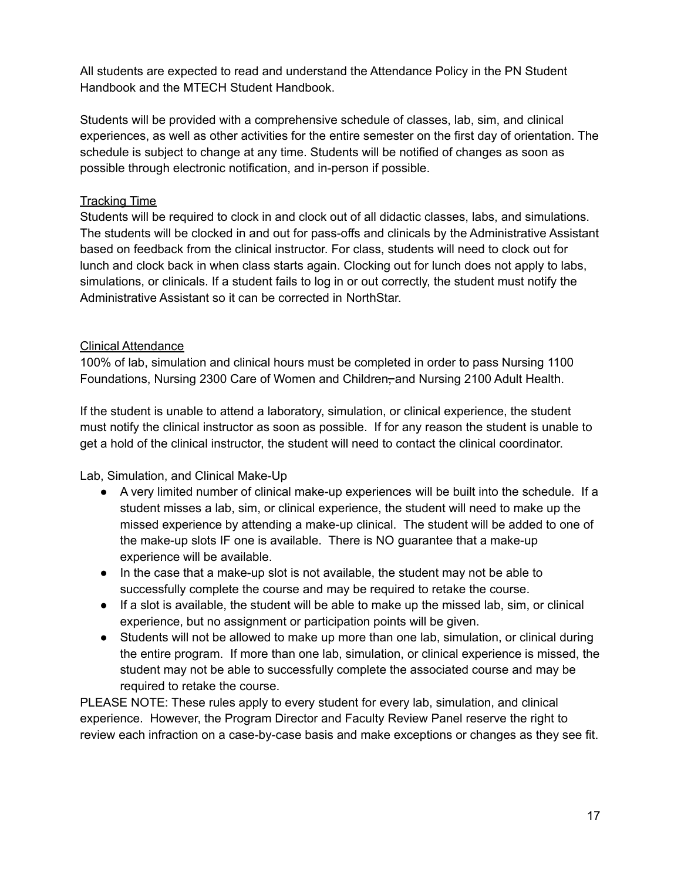All students are expected to read and understand the Attendance Policy in the PN Student Handbook and the MTECH Student Handbook.

Students will be provided with a comprehensive schedule of classes, lab, sim, and clinical experiences, as well as other activities for the entire semester on the first day of orientation. The schedule is subject to change at any time. Students will be notified of changes as soon as possible through electronic notification, and in-person if possible.

<u>Tracking Time</u>

Students will be required to clock in and clock out of all didactic classes, labs, and simulations. The students will be clocked in and out for pass-offs and clinicals by the Administrative Assistant based on feedback from the clinical instructor. For class, students will need to clock out for lunch and clock back in when class starts again. Clocking out for lunch does not apply to labs, simulations, or clinicals. If a student fails to log in or out correctly, the student must notify the Administrative Assistant so it can be corrected in NorthStar.

<u>Clinical Attendance</u>

100% of lab, simulation and clinical hours must be completed in order to pass Nursing 1100 Foundations, Nursing 2300 Care of Women and Children ~~,~~ and Nursing 2100 Adult Health.

If the student is unable to attend a laboratory, simulation, or clinical experience, the student must notify the clinical instructor as soon as possible. If for any reason the student is unable to get a hold of the clinical instructor, the student will need to contact the clinical coordinator.

Lab, Simulation, and Clinical Make-Up

- A very limited number of clinical make-up experiences will be built into the schedule. If a student misses a lab, sim, or clinical experience, the student will need to make up the missed experience by attending a make-up clinical. The student will be added to one of the make-up slots IF one is available. There is NO guarantee that a make-up experience will be available.
- In the case that a make-up slot is not available, the student may not be able to successfully complete the course and may be required to retake the course.
- If a slot is available, the student will be able to make up the missed lab, sim, or clinical experience, but no assignment or participation points will be given.
- Students will not be allowed to make up more than one lab, simulation, or clinical during the entire program. If more than one lab, simulation, or clinical experience is missed, the student may not be able to successfully complete the associated course and may be required to retake the course.

PLEASE NOTE: These rules apply to every student for every lab, simulation, and clinical experience. However, the Program Director and Faculty Review Panel reserve the right to review each infraction on a case-by-case basis and make exceptions or changes as they see fit.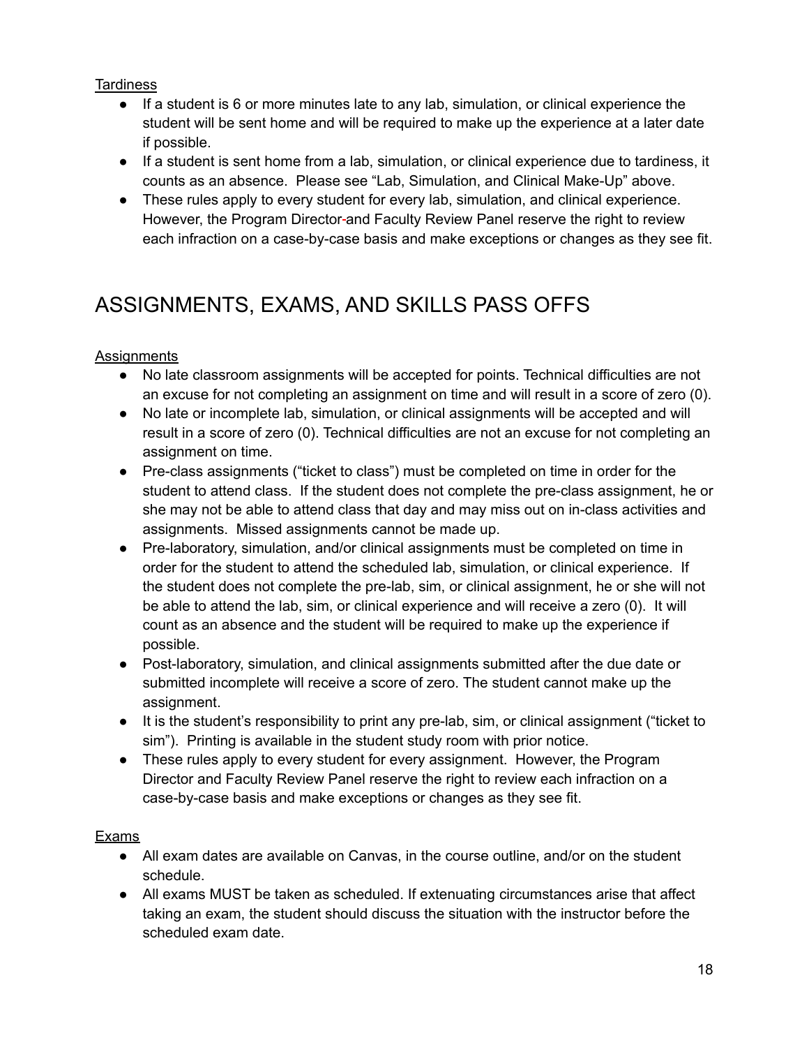Tardiness

- If a student is 6 or more minutes late to any lab, simulation, or clinical experience the student will be sent home and will be required to make up the experience at a later date if possible.
- If a student is sent home from a lab, simulation, or clinical experience due to tardiness, it counts as an absence. Please see "Lab, Simulation, and Clinical Make-Up" above.
- These rules apply to every student for every lab, simulation, and clinical experience. However, the Program Director and Faculty Review Panel reserve the right to review each infraction on a case-by-case basis and make exceptions or changes as they see fit.

# ASSIGNMENTS, EXAMS, AND SKILLS PASS OFFS

Assignments

- No late classroom assignments will be accepted for points. Technical difficulties are not an excuse for not completing an assignment on time and will result in a score of zero (0).
- No late or incomplete lab, simulation, or clinical assignments will be accepted and will result in a score of zero (0). Technical difficulties are not an excuse for not completing an assignment on time.
- Pre-class assignments ("ticket to class") must be completed on time in order for the student to attend class. If the student does not complete the pre-class assignment, he or she may not be able to attend class that day and may miss out on in-class activities and assignments. Missed assignments cannot be made up.
- Pre-laboratory, simulation, and/or clinical assignments must be completed on time in order for the student to attend the scheduled lab, simulation, or clinical experience. If the student does not complete the pre-lab, sim, or clinical assignment, he or she will not be able to attend the lab, sim, or clinical experience and will receive a zero (0). It will count as an absence and the student will be required to make up the experience if possible.
- Post-laboratory, simulation, and clinical assignments submitted after the due date or submitted incomplete will receive a score of zero. The student cannot make up the assignment.
- It is the student's responsibility to print any pre-lab, sim, or clinical assignment ("ticket to sim"). Printing is available in the student study room with prior notice.
- These rules apply to every student for every assignment. However, the Program Director and Faculty Review Panel reserve the right to review each infraction on a case-by-case basis and make exceptions or changes as they see fit.

Exams

- All exam dates are available on Canvas, in the course outline, and/or on the student schedule.
- All exams MUST be taken as scheduled. If extenuating circumstances arise that affect taking an exam, the student should discuss the situation with the instructor before the scheduled exam date.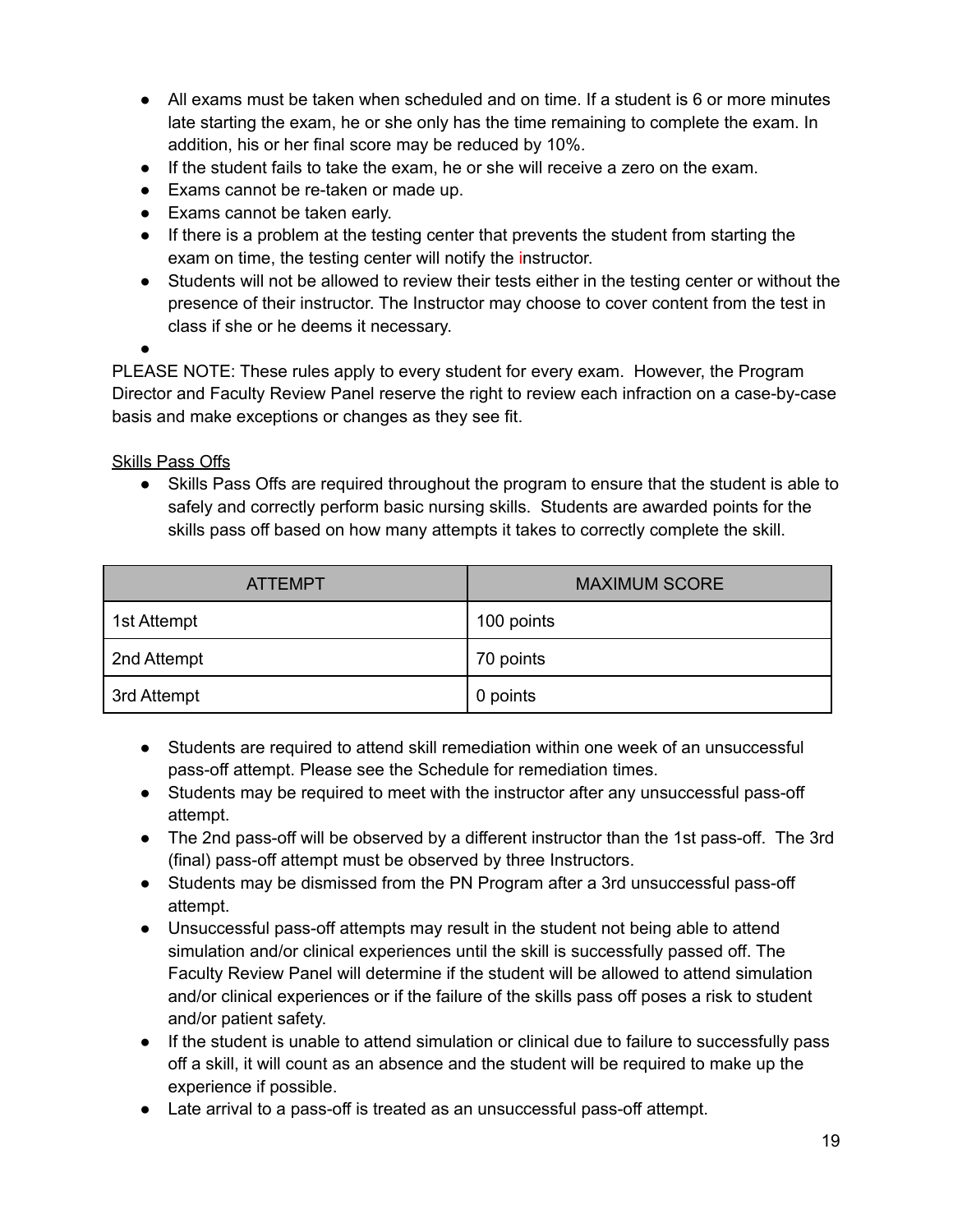- All exams must be taken when scheduled and on time. If a student is 6 or more minutes late starting the exam, he or she only has the time remaining to complete the exam. In addition, his or her final score may be reduced by 10%.
- If the student fails to take the exam, he or she will receive a zero on the exam.
- Exams cannot be re-taken or made up.
- Exams cannot be taken early.
- If there is a problem at the testing center that prevents the student from starting the exam on time, the testing center will notify the instructor.
- Students will not be allowed to review their tests either in the testing center or without the presence of their instructor. The Instructor may choose to cover content from the test in class if she or he deems it necessary.

PLEASE NOTE: These rules apply to every student for every exam. However, the Program Director and Faculty Review Panel reserve the right to review each infraction on a case-by-case basis and make exceptions or changes as they see fit.

<u>Skills Pass Offs</u>

- Skills Pass Offs are required throughout the program to ensure that the student is able to safely and correctly perform basic nursing skills. Students are awarded points for the skills pass off based on how many attempts it takes to correctly complete the skill.

| ATTEMPT | MAXIMUM SCORE |
|---|---|
| 1st Attempt | 100 points |
| 2nd Attempt | 70 points |
| 3rd Attempt | 0 points |

- Students are required to attend skill remediation within one week of an unsuccessful pass-off attempt. Please see the Schedule for remediation times.
- Students may be required to meet with the instructor after any unsuccessful pass-off attempt.
- The 2nd pass-off will be observed by a different instructor than the 1st pass-off. The 3rd (final) pass-off attempt must be observed by three Instructors.
- Students may be dismissed from the PN Program after a 3rd unsuccessful pass-off attempt.
- Unsuccessful pass-off attempts may result in the student not being able to attend simulation and/or clinical experiences until the skill is successfully passed off. The Faculty Review Panel will determine if the student will be allowed to attend simulation and/or clinical experiences or if the failure of the skills pass off poses a risk to student and/or patient safety.
- If the student is unable to attend simulation or clinical due to failure to successfully pass off a skill, it will count as an absence and the student will be required to make up the experience if possible.
- Late arrival to a pass-off is treated as an unsuccessful pass-off attempt.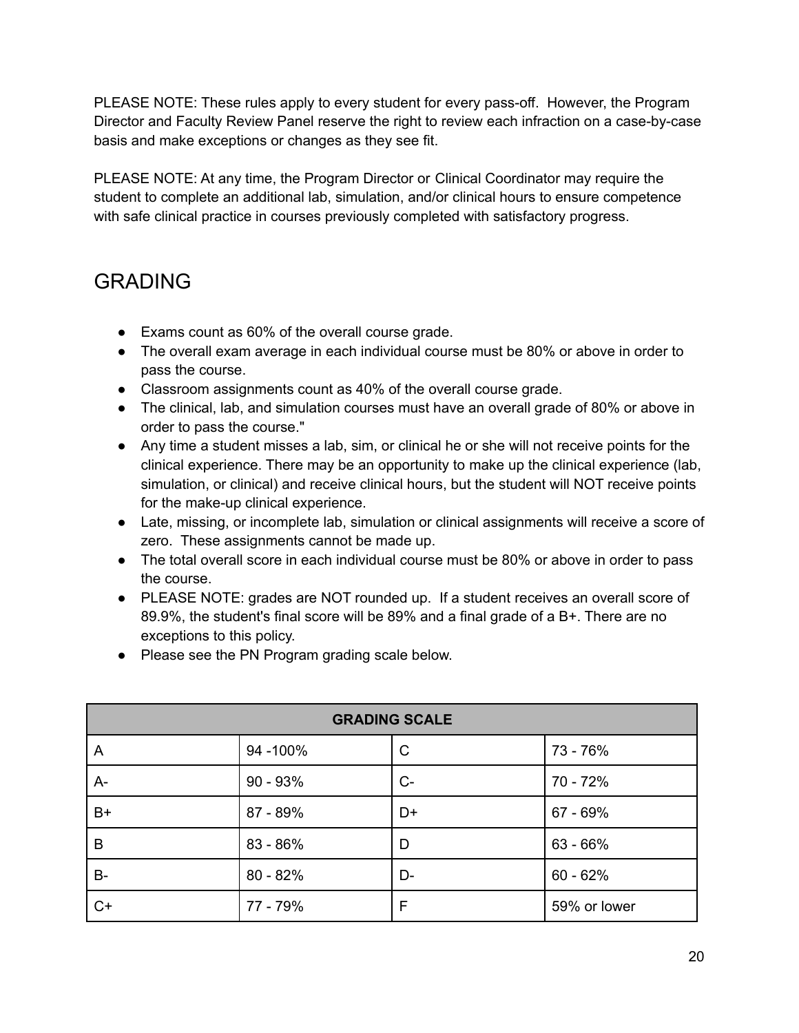PLEASE NOTE: These rules apply to every student for every pass-off. However, the Program Director and Faculty Review Panel reserve the right to review each infraction on a case-by-case basis and make exceptions or changes as they see fit.

PLEASE NOTE: At any time, the Program Director or Clinical Coordinator may require the student to complete an additional lab, simulation, and/or clinical hours to ensure competence with safe clinical practice in courses previously completed with satisfactory progress.

# GRADING

- Exams count as 60% of the overall course grade.
- The overall exam average in each individual course must be 80% or above in order to pass the course.
- Classroom assignments count as 40% of the overall course grade.
- The clinical, lab, and simulation courses must have an overall grade of 80% or above in order to pass the course."
- Any time a student misses a lab, sim, or clinical he or she will not receive points for the clinical experience. There may be an opportunity to make up the clinical experience (lab, simulation, or clinical) and receive clinical hours, but the student will NOT receive points for the make-up clinical experience.
- Late, missing, or incomplete lab, simulation or clinical assignments will receive a score of zero. These assignments cannot be made up.
- The total overall score in each individual course must be 80% or above in order to pass the course.
- PLEASE NOTE: grades are NOT rounded up. If a student receives an overall score of 89.9%, the student's final score will be 89% and a final grade of a B+. There are no exceptions to this policy.
- Please see the PN Program grading scale below.

| **GRADING SCALE** | | | |
|---|---|---|---|
| A | 94 -100% | C | 73 - 76% |
| A- | 90 - 93% | C- | 70 - 72% |
| B+ | 87 - 89% | D+ | 67 - 69% |
| B | 83 - 86% | D | 63 - 66% |
| B- | 80 - 82% | D- | 60 - 62% |
| C+ | 77 - 79% | F | 59% or lower |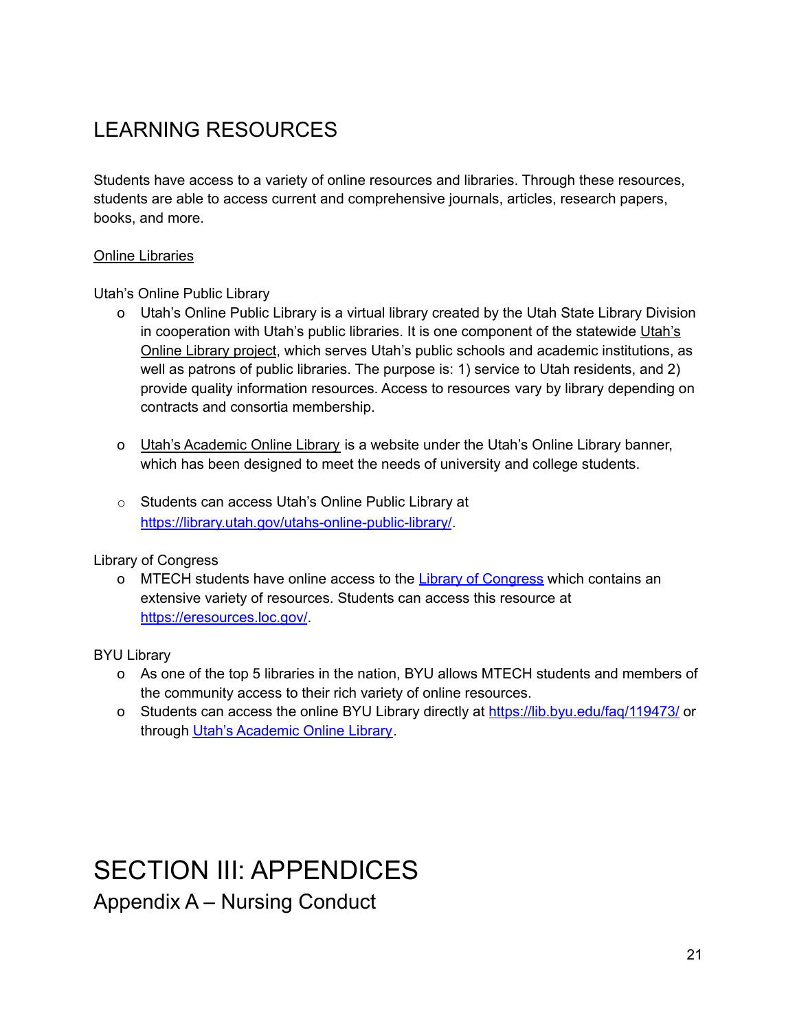## LEARNING RESOURCES

Students have access to a variety of online resources and libraries. Through these resources, students are able to access current and comprehensive journals, articles, research papers, books, and more.

Online Libraries

Utah's Online Public Library

- Utah's Online Public Library is a virtual library created by the Utah State Library Division in cooperation with Utah's public libraries. It is one component of the statewide Utah's Online Library project, which serves Utah's public schools and academic institutions, as well as patrons of public libraries. The purpose is: 1) service to Utah residents, and 2) provide quality information resources. Access to resources vary by library depending on contracts and consortia membership.

- Utah's Academic Online Library is a website under the Utah's Online Library banner, which has been designed to meet the needs of university and college students.

- Students can access Utah's Online Public Library at https://library.utah.gov/utahs-online-public-library/.

Library of Congress

- MTECH students have online access to the Library of Congress which contains an extensive variety of resources. Students can access this resource at https://eresources.loc.gov/.

BYU Library

- As one of the top 5 libraries in the nation, BYU allows MTECH students and members of the community access to their rich variety of online resources.
- Students can access the online BYU Library directly at https://lib.byu.edu/faq/119473/ or through Utah's Academic Online Library.

# SECTION III: APPENDICES

## Appendix A – Nursing Conduct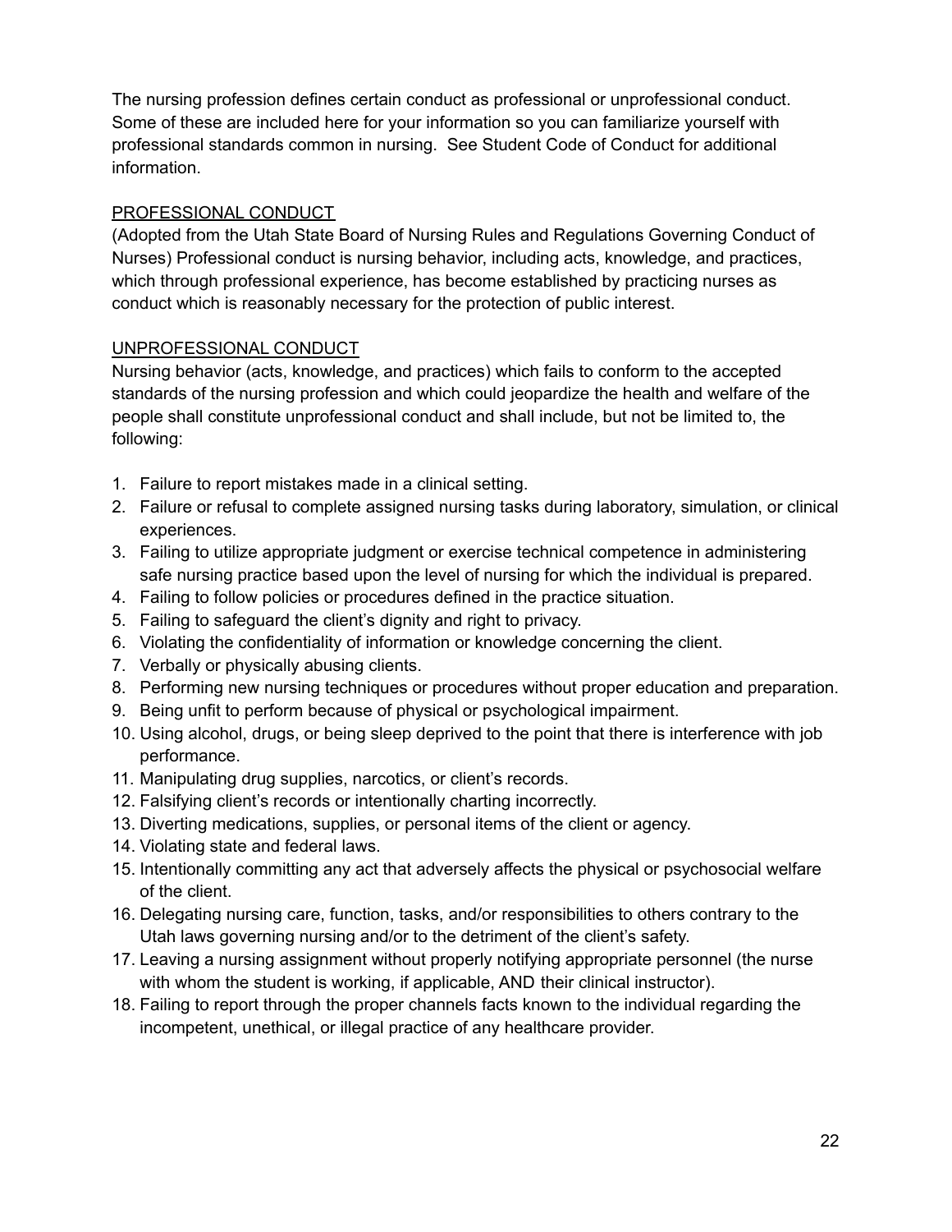The nursing profession defines certain conduct as professional or unprofessional conduct. Some of these are included here for your information so you can familiarize yourself with professional standards common in nursing. See Student Code of Conduct for additional information.

## PROFESSIONAL CONDUCT

(Adopted from the Utah State Board of Nursing Rules and Regulations Governing Conduct of Nurses) Professional conduct is nursing behavior, including acts, knowledge, and practices, which through professional experience, has become established by practicing nurses as conduct which is reasonably necessary for the protection of public interest.

## UNPROFESSIONAL CONDUCT

Nursing behavior (acts, knowledge, and practices) which fails to conform to the accepted standards of the nursing profession and which could jeopardize the health and welfare of the people shall constitute unprofessional conduct and shall include, but not be limited to, the following:

1. Failure to report mistakes made in a clinical setting.
2. Failure or refusal to complete assigned nursing tasks during laboratory, simulation, or clinical experiences.
3. Failing to utilize appropriate judgment or exercise technical competence in administering safe nursing practice based upon the level of nursing for which the individual is prepared.
4. Failing to follow policies or procedures defined in the practice situation.
5. Failing to safeguard the client's dignity and right to privacy.
6. Violating the confidentiality of information or knowledge concerning the client.
7. Verbally or physically abusing clients.
8. Performing new nursing techniques or procedures without proper education and preparation.
9. Being unfit to perform because of physical or psychological impairment.
10. Using alcohol, drugs, or being sleep deprived to the point that there is interference with job performance.
11. Manipulating drug supplies, narcotics, or client's records.
12. Falsifying client's records or intentionally charting incorrectly.
13. Diverting medications, supplies, or personal items of the client or agency.
14. Violating state and federal laws.
15. Intentionally committing any act that adversely affects the physical or psychosocial welfare of the client.
16. Delegating nursing care, function, tasks, and/or responsibilities to others contrary to the Utah laws governing nursing and/or to the detriment of the client's safety.
17. Leaving a nursing assignment without properly notifying appropriate personnel (the nurse with whom the student is working, if applicable, AND their clinical instructor).
18. Failing to report through the proper channels facts known to the individual regarding the incompetent, unethical, or illegal practice of any healthcare provider.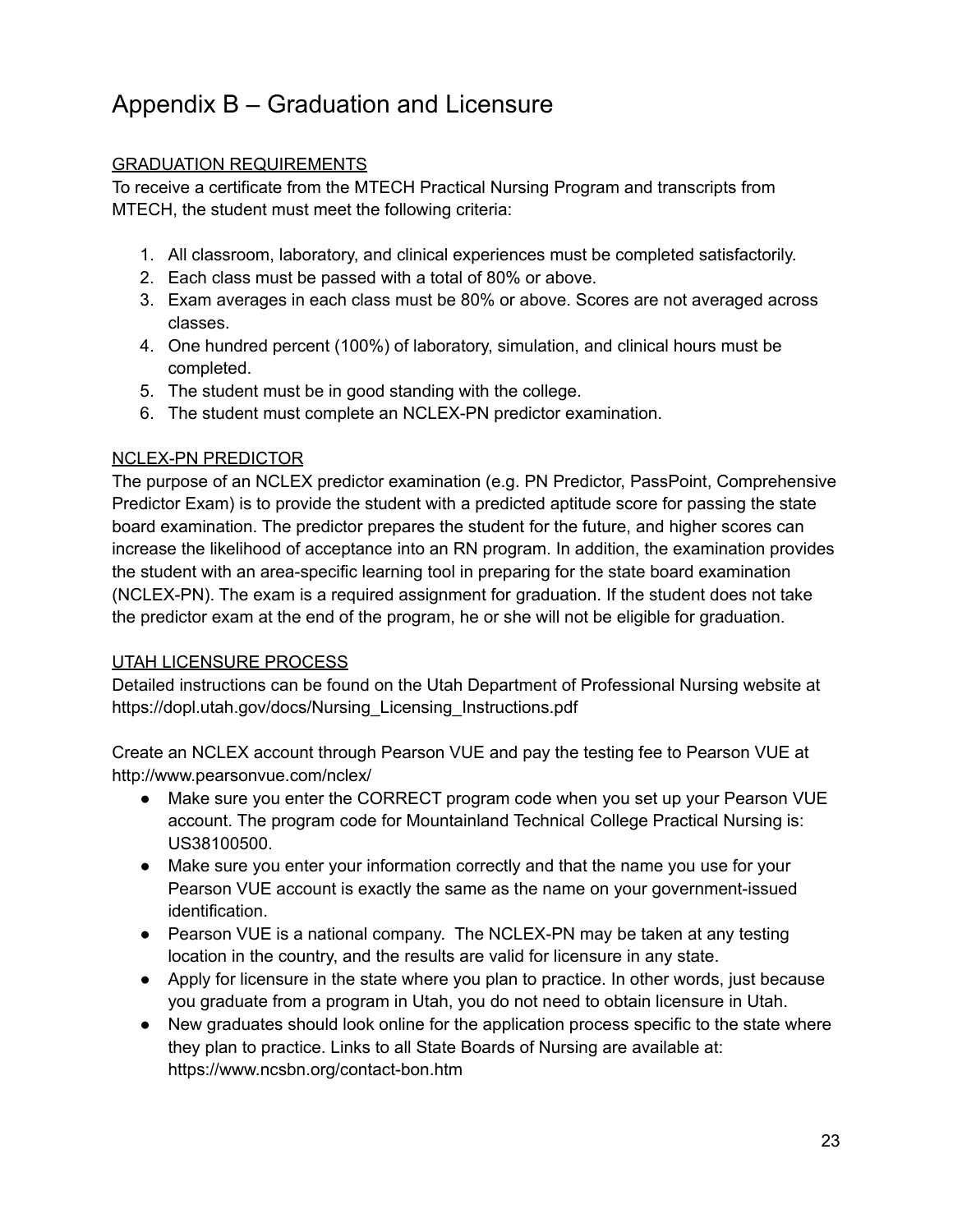# Appendix B – Graduation and Licensure

<u>GRADUATION REQUIREMENTS</u>

To receive a certificate from the MTECH Practical Nursing Program and transcripts from MTECH, the student must meet the following criteria:

1. All classroom, laboratory, and clinical experiences must be completed satisfactorily.
2. Each class must be passed with a total of 80% or above.
3. Exam averages in each class must be 80% or above. Scores are not averaged across classes.
4. One hundred percent (100%) of laboratory, simulation, and clinical hours must be completed.
5. The student must be in good standing with the college.
6. The student must complete an NCLEX-PN predictor examination.

<u>NCLEX-PN PREDICTOR</u>

The purpose of an NCLEX predictor examination (e.g. PN Predictor, PassPoint, Comprehensive Predictor Exam) is to provide the student with a predicted aptitude score for passing the state board examination. The predictor prepares the student for the future, and higher scores can increase the likelihood of acceptance into an RN program. In addition, the examination provides the student with an area-specific learning tool in preparing for the state board examination (NCLEX-PN). The exam is a required assignment for graduation. If the student does not take the predictor exam at the end of the program, he or she will not be eligible for graduation.

<u>UTAH LICENSURE PROCESS</u>

Detailed instructions can be found on the Utah Department of Professional Nursing website at https://dopl.utah.gov/docs/Nursing_Licensing_Instructions.pdf

Create an NCLEX account through Pearson VUE and pay the testing fee to Pearson VUE at http://www.pearsonvue.com/nclex/

- Make sure you enter the CORRECT program code when you set up your Pearson VUE account. The program code for Mountainland Technical College Practical Nursing is: US38100500.
- Make sure you enter your information correctly and that the name you use for your Pearson VUE account is exactly the same as the name on your government-issued identification.
- Pearson VUE is a national company. The NCLEX-PN may be taken at any testing location in the country, and the results are valid for licensure in any state.
- Apply for licensure in the state where you plan to practice. In other words, just because you graduate from a program in Utah, you do not need to obtain licensure in Utah.
- New graduates should look online for the application process specific to the state where they plan to practice. Links to all State Boards of Nursing are available at: https://www.ncsbn.org/contact-bon.htm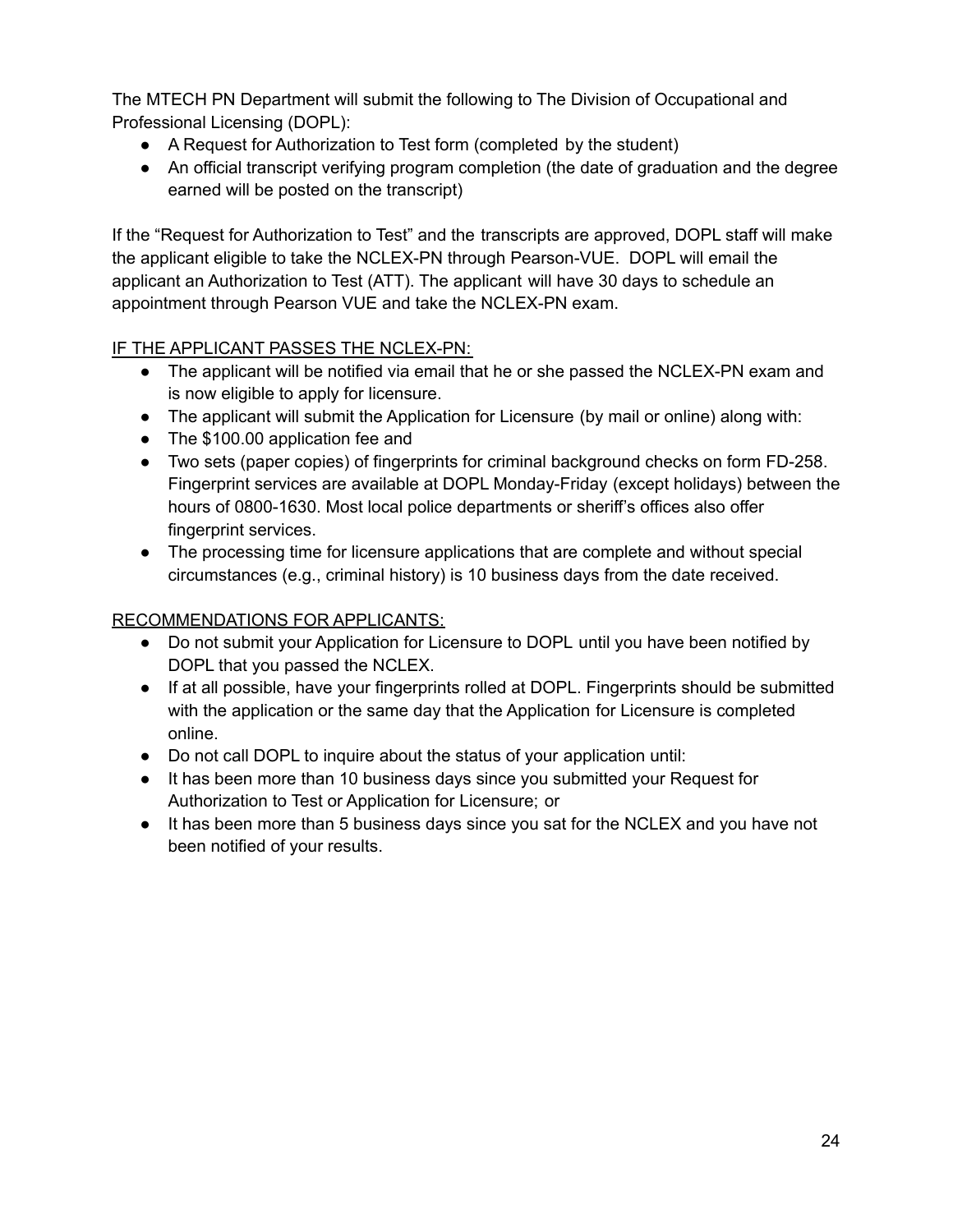The MTECH PN Department will submit the following to The Division of Occupational and Professional Licensing (DOPL):

- A Request for Authorization to Test form (completed by the student)
- An official transcript verifying program completion (the date of graduation and the degree earned will be posted on the transcript)

If the "Request for Authorization to Test" and the transcripts are approved, DOPL staff will make the applicant eligible to take the NCLEX-PN through Pearson-VUE. DOPL will email the applicant an Authorization to Test (ATT). The applicant will have 30 days to schedule an appointment through Pearson VUE and take the NCLEX-PN exam.

<u>IF THE APPLICANT PASSES THE NCLEX-PN:</u>

- The applicant will be notified via email that he or she passed the NCLEX-PN exam and is now eligible to apply for licensure.
- The applicant will submit the Application for Licensure (by mail or online) along with:
- The $100.00 application fee and
- Two sets (paper copies) of fingerprints for criminal background checks on form FD-258. Fingerprint services are available at DOPL Monday-Friday (except holidays) between the hours of 0800-1630. Most local police departments or sheriff's offices also offer fingerprint services.
- The processing time for licensure applications that are complete and without special circumstances (e.g., criminal history) is 10 business days from the date received.

<u>RECOMMENDATIONS FOR APPLICANTS:</u>

- Do not submit your Application for Licensure to DOPL until you have been notified by DOPL that you passed the NCLEX.
- If at all possible, have your fingerprints rolled at DOPL. Fingerprints should be submitted with the application or the same day that the Application for Licensure is completed online.
- Do not call DOPL to inquire about the status of your application until:
- It has been more than 10 business days since you submitted your Request for Authorization to Test or Application for Licensure; or
- It has been more than 5 business days since you sat for the NCLEX and you have not been notified of your results.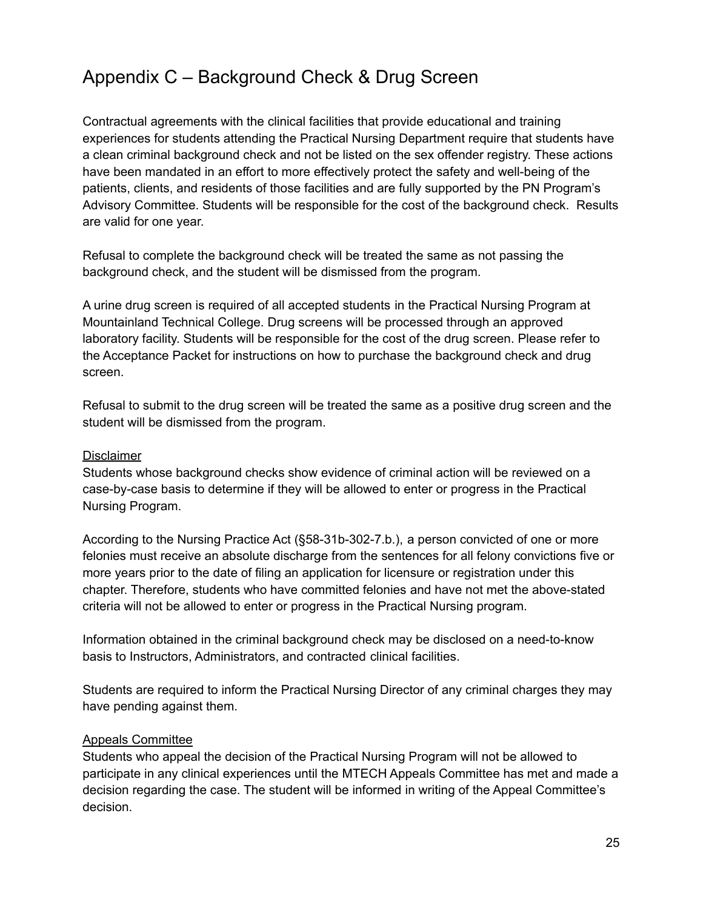# Appendix C – Background Check & Drug Screen

Contractual agreements with the clinical facilities that provide educational and training experiences for students attending the Practical Nursing Department require that students have a clean criminal background check and not be listed on the sex offender registry. These actions have been mandated in an effort to more effectively protect the safety and well-being of the patients, clients, and residents of those facilities and are fully supported by the PN Program's Advisory Committee. Students will be responsible for the cost of the background check. Results are valid for one year.

Refusal to complete the background check will be treated the same as not passing the background check, and the student will be dismissed from the program.

A urine drug screen is required of all accepted students in the Practical Nursing Program at Mountainland Technical College. Drug screens will be processed through an approved laboratory facility. Students will be responsible for the cost of the drug screen. Please refer to the Acceptance Packet for instructions on how to purchase the background check and drug screen.

Refusal to submit to the drug screen will be treated the same as a positive drug screen and the student will be dismissed from the program.

<u>Disclaimer</u>

Students whose background checks show evidence of criminal action will be reviewed on a case-by-case basis to determine if they will be allowed to enter or progress in the Practical Nursing Program.

According to the Nursing Practice Act (§58-31b-302-7.b.), a person convicted of one or more felonies must receive an absolute discharge from the sentences for all felony convictions five or more years prior to the date of filing an application for licensure or registration under this chapter. Therefore, students who have committed felonies and have not met the above-stated criteria will not be allowed to enter or progress in the Practical Nursing program.

Information obtained in the criminal background check may be disclosed on a need-to-know basis to Instructors, Administrators, and contracted clinical facilities.

Students are required to inform the Practical Nursing Director of any criminal charges they may have pending against them.

<u>Appeals Committee</u>

Students who appeal the decision of the Practical Nursing Program will not be allowed to participate in any clinical experiences until the MTECH Appeals Committee has met and made a decision regarding the case. The student will be informed in writing of the Appeal Committee's decision.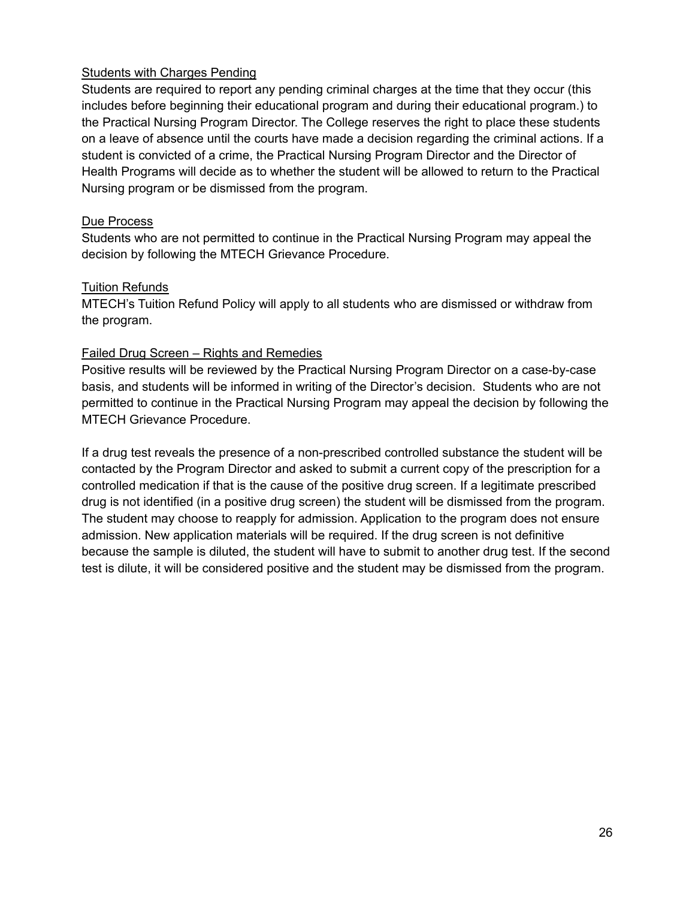### Students with Charges Pending

Students are required to report any pending criminal charges at the time that they occur (this includes before beginning their educational program and during their educational program.) to the Practical Nursing Program Director. The College reserves the right to place these students on a leave of absence until the courts have made a decision regarding the criminal actions. If a student is convicted of a crime, the Practical Nursing Program Director and the Director of Health Programs will decide as to whether the student will be allowed to return to the Practical Nursing program or be dismissed from the program.

### Due Process

Students who are not permitted to continue in the Practical Nursing Program may appeal the decision by following the MTECH Grievance Procedure.

### Tuition Refunds

MTECH's Tuition Refund Policy will apply to all students who are dismissed or withdraw from the program.

### Failed Drug Screen – Rights and Remedies

Positive results will be reviewed by the Practical Nursing Program Director on a case-by-case basis, and students will be informed in writing of the Director's decision. Students who are not permitted to continue in the Practical Nursing Program may appeal the decision by following the MTECH Grievance Procedure.

If a drug test reveals the presence of a non-prescribed controlled substance the student will be contacted by the Program Director and asked to submit a current copy of the prescription for a controlled medication if that is the cause of the positive drug screen. If a legitimate prescribed drug is not identified (in a positive drug screen) the student will be dismissed from the program. The student may choose to reapply for admission. Application to the program does not ensure admission. New application materials will be required. If the drug screen is not definitive because the sample is diluted, the student will have to submit to another drug test. If the second test is dilute, it will be considered positive and the student may be dismissed from the program.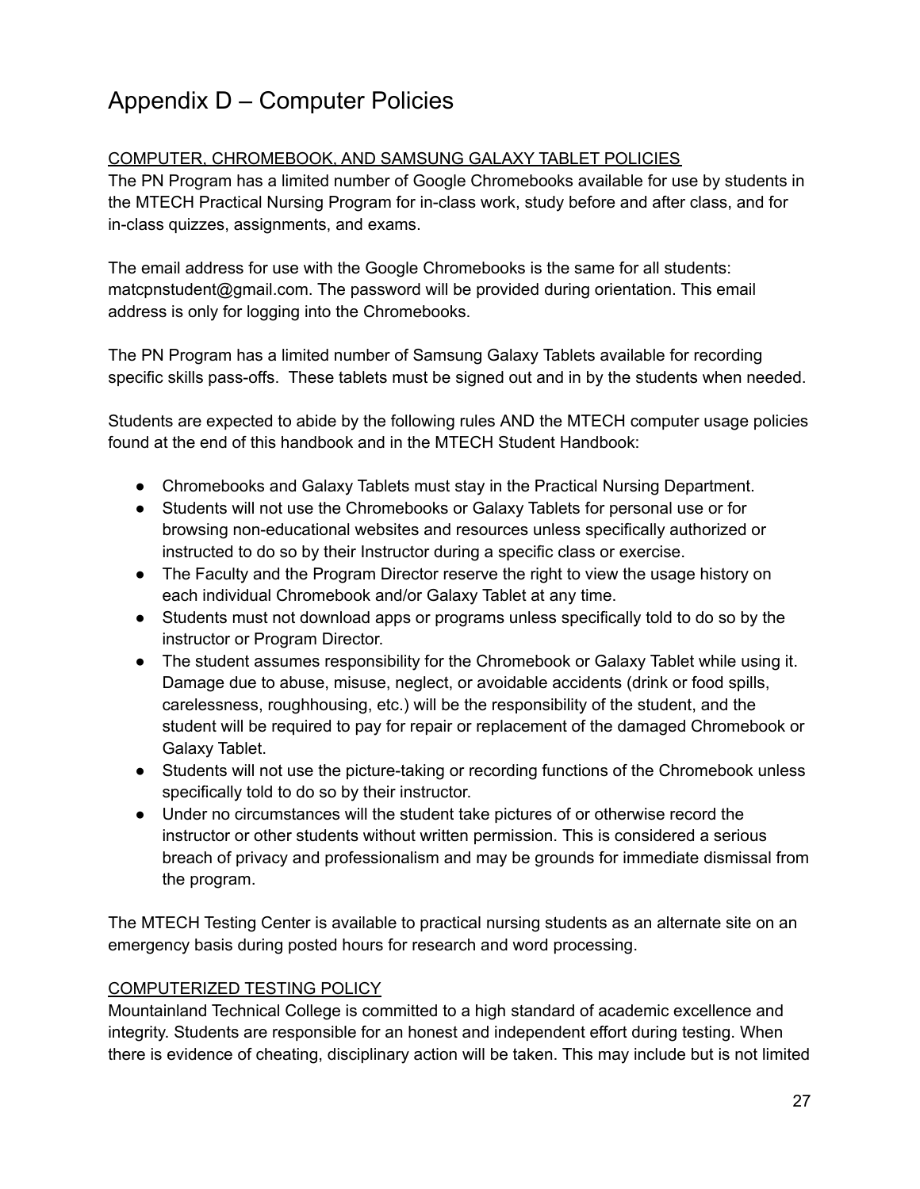# Appendix D – Computer Policies

COMPUTER, CHROMEBOOK, AND SAMSUNG GALAXY TABLET POLICIES

The PN Program has a limited number of Google Chromebooks available for use by students in the MTECH Practical Nursing Program for in-class work, study before and after class, and for in-class quizzes, assignments, and exams.

The email address for use with the Google Chromebooks is the same for all students: matcpnstudent@gmail.com. The password will be provided during orientation. This email address is only for logging into the Chromebooks.

The PN Program has a limited number of Samsung Galaxy Tablets available for recording specific skills pass-offs. These tablets must be signed out and in by the students when needed.

Students are expected to abide by the following rules AND the MTECH computer usage policies found at the end of this handbook and in the MTECH Student Handbook:

- Chromebooks and Galaxy Tablets must stay in the Practical Nursing Department.
- Students will not use the Chromebooks or Galaxy Tablets for personal use or for browsing non-educational websites and resources unless specifically authorized or instructed to do so by their Instructor during a specific class or exercise.
- The Faculty and the Program Director reserve the right to view the usage history on each individual Chromebook and/or Galaxy Tablet at any time.
- Students must not download apps or programs unless specifically told to do so by the instructor or Program Director.
- The student assumes responsibility for the Chromebook or Galaxy Tablet while using it. Damage due to abuse, misuse, neglect, or avoidable accidents (drink or food spills, carelessness, roughhousing, etc.) will be the responsibility of the student, and the student will be required to pay for repair or replacement of the damaged Chromebook or Galaxy Tablet.
- Students will not use the picture-taking or recording functions of the Chromebook unless specifically told to do so by their instructor.
- Under no circumstances will the student take pictures of or otherwise record the instructor or other students without written permission. This is considered a serious breach of privacy and professionalism and may be grounds for immediate dismissal from the program.

The MTECH Testing Center is available to practical nursing students as an alternate site on an emergency basis during posted hours for research and word processing.

COMPUTERIZED TESTING POLICY

Mountainland Technical College is committed to a high standard of academic excellence and integrity. Students are responsible for an honest and independent effort during testing. When there is evidence of cheating, disciplinary action will be taken. This may include but is not limited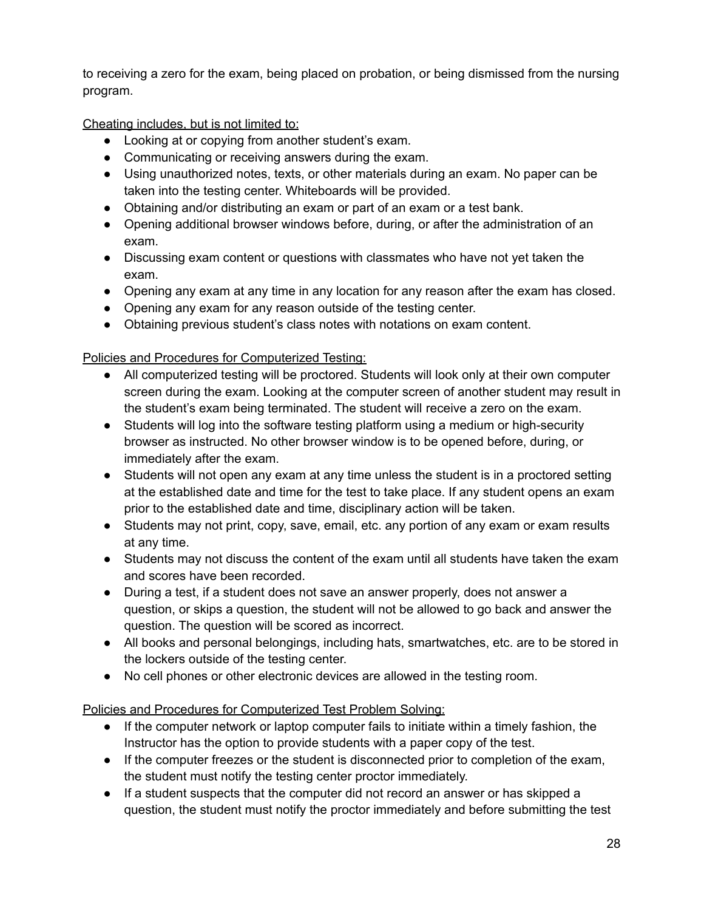to receiving a zero for the exam, being placed on probation, or being dismissed from the nursing program.

Cheating includes, but is not limited to:

- Looking at or copying from another student's exam.
- Communicating or receiving answers during the exam.
- Using unauthorized notes, texts, or other materials during an exam. No paper can be taken into the testing center. Whiteboards will be provided.
- Obtaining and/or distributing an exam or part of an exam or a test bank.
- Opening additional browser windows before, during, or after the administration of an exam.
- Discussing exam content or questions with classmates who have not yet taken the exam.
- Opening any exam at any time in any location for any reason after the exam has closed.
- Opening any exam for any reason outside of the testing center.
- Obtaining previous student's class notes with notations on exam content.

Policies and Procedures for Computerized Testing:

- All computerized testing will be proctored. Students will look only at their own computer screen during the exam. Looking at the computer screen of another student may result in the student's exam being terminated. The student will receive a zero on the exam.
- Students will log into the software testing platform using a medium or high-security browser as instructed. No other browser window is to be opened before, during, or immediately after the exam.
- Students will not open any exam at any time unless the student is in a proctored setting at the established date and time for the test to take place. If any student opens an exam prior to the established date and time, disciplinary action will be taken.
- Students may not print, copy, save, email, etc. any portion of any exam or exam results at any time.
- Students may not discuss the content of the exam until all students have taken the exam and scores have been recorded.
- During a test, if a student does not save an answer properly, does not answer a question, or skips a question, the student will not be allowed to go back and answer the question. The question will be scored as incorrect.
- All books and personal belongings, including hats, smartwatches, etc. are to be stored in the lockers outside of the testing center.
- No cell phones or other electronic devices are allowed in the testing room.

Policies and Procedures for Computerized Test Problem Solving:

- If the computer network or laptop computer fails to initiate within a timely fashion, the Instructor has the option to provide students with a paper copy of the test.
- If the computer freezes or the student is disconnected prior to completion of the exam, the student must notify the testing center proctor immediately.
- If a student suspects that the computer did not record an answer or has skipped a question, the student must notify the proctor immediately and before submitting the test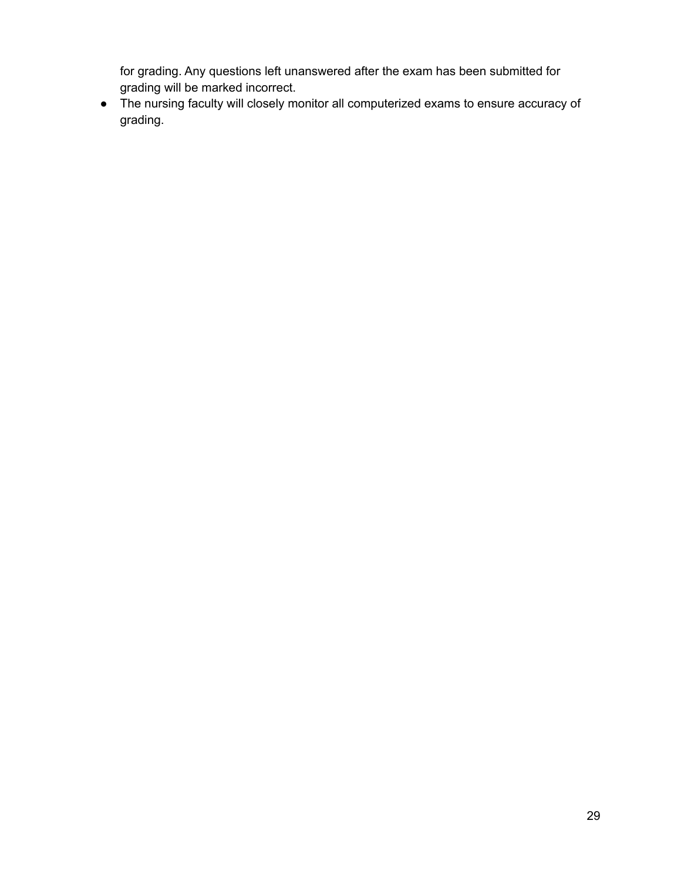for grading. Any questions left unanswered after the exam has been submitted for grading will be marked incorrect.

- The nursing faculty will closely monitor all computerized exams to ensure accuracy of grading.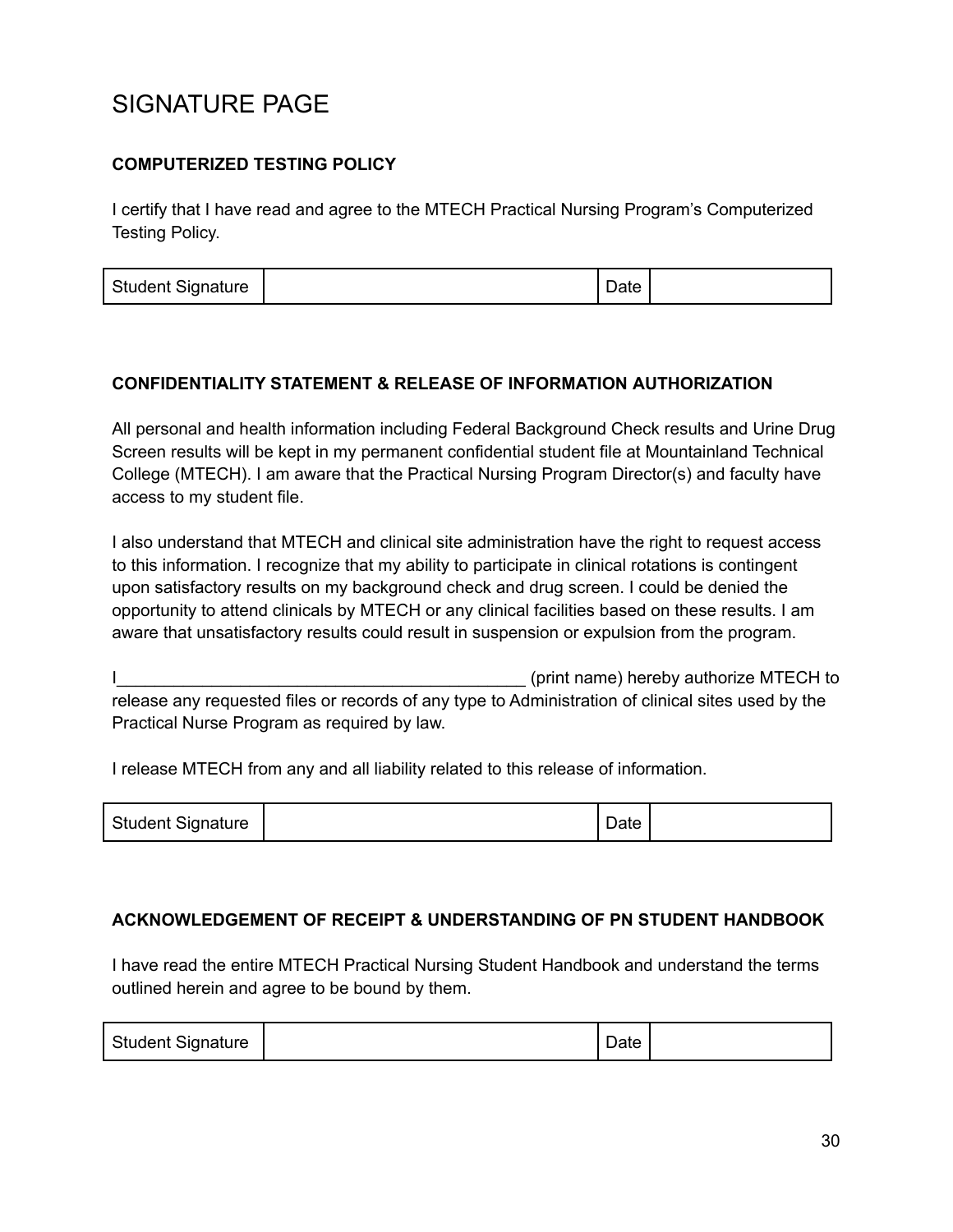# SIGNATURE PAGE

**COMPUTERIZED TESTING POLICY**

I certify that I have read and agree to the MTECH Practical Nursing Program's Computerized Testing Policy.

| | | | |
|---|---|---|---|
| Student Signature | | Date | |

**CONFIDENTIALITY STATEMENT & RELEASE OF INFORMATION AUTHORIZATION**

All personal and health information including Federal Background Check results and Urine Drug Screen results will be kept in my permanent confidential student file at Mountainland Technical College (MTECH). I am aware that the Practical Nursing Program Director(s) and faculty have access to my student file.

I also understand that MTECH and clinical site administration have the right to request access to this information. I recognize that my ability to participate in clinical rotations is contingent upon satisfactory results on my background check and drug screen. I could be denied the opportunity to attend clinicals by MTECH or any clinical facilities based on these results. I am aware that unsatisfactory results could result in suspension or expulsion from the program.

I___________________________________________ (print name) hereby authorize MTECH to release any requested files or records of any type to Administration of clinical sites used by the Practical Nurse Program as required by law.

I release MTECH from any and all liability related to this release of information.

| | | | |
|---|---|---|---|
| Student Signature | | Date | |

**ACKNOWLEDGEMENT OF RECEIPT & UNDERSTANDING OF PN STUDENT HANDBOOK**

I have read the entire MTECH Practical Nursing Student Handbook and understand the terms outlined herein and agree to be bound by them.

| | | | |
|---|---|---|---|
| Student Signature | | Date | |